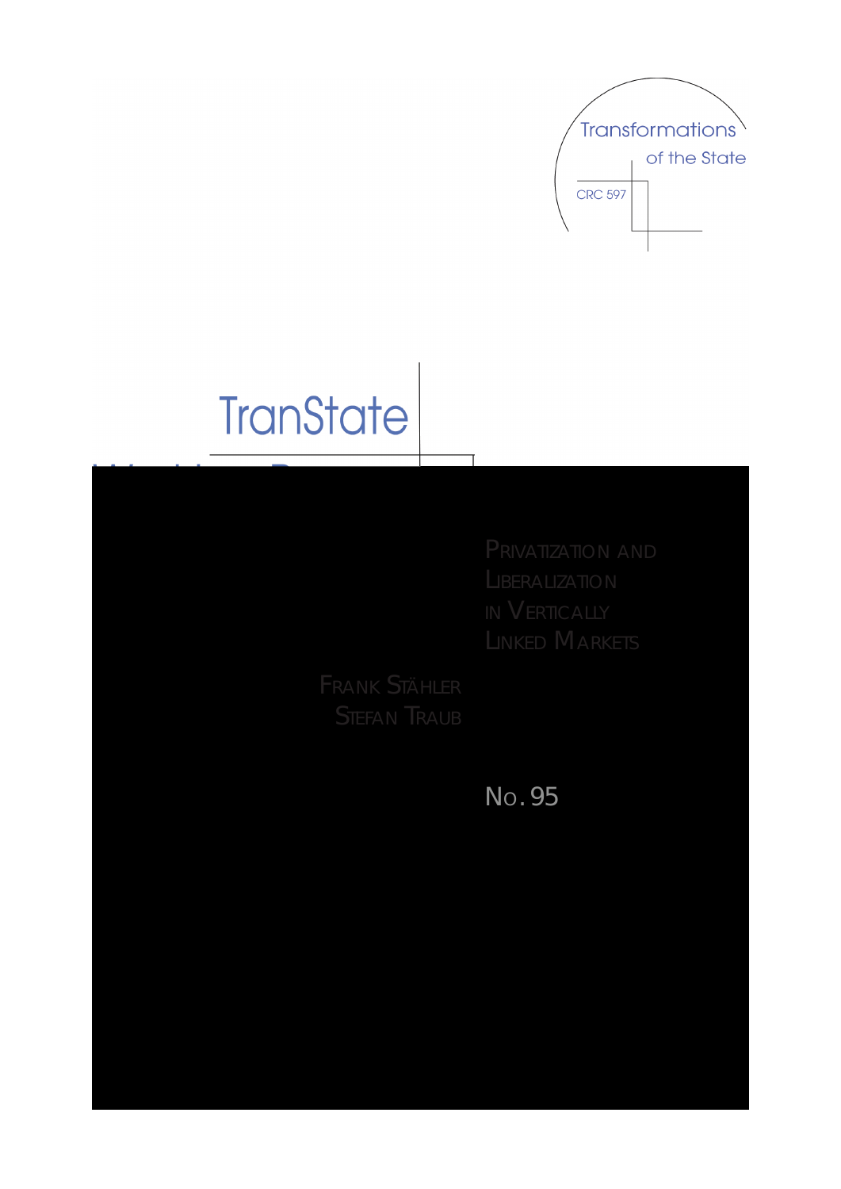Transformations of the State

CRC 597

TranState Working Papers

# Privatization and Liberalization in Vertically Linked Markets

Frank Stähler
Stefan Traub

No. 95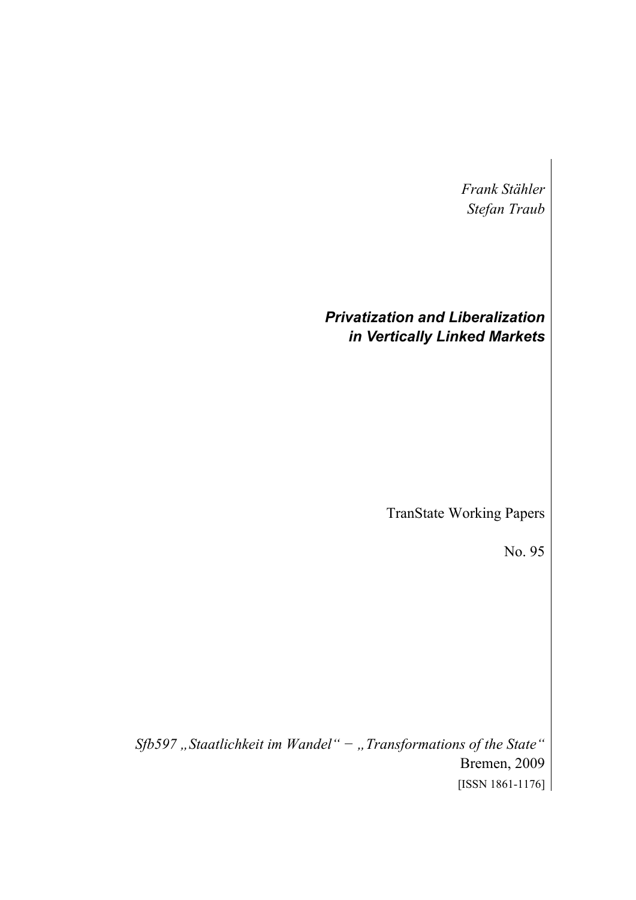*Frank Stähler*
*Stefan Traub*

# *Privatization and Liberalization in Vertically Linked Markets*

TranState Working Papers

No. 95

*Sfb597 „Staatlichkeit im Wandel" − „Transformations of the State"*
Bremen, 2009
[ISSN 1861-1176]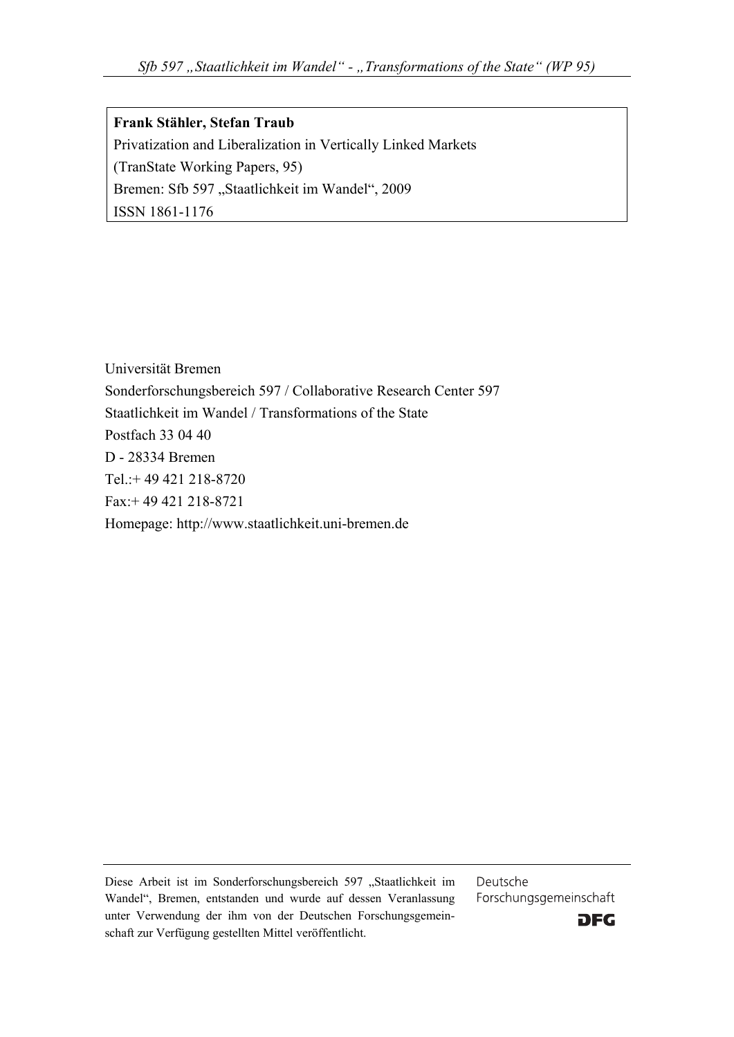**Frank Stähler, Stefan Traub**

Privatization and Liberalization in Vertically Linked Markets

(TranState Working Papers, 95)

Bremen: Sfb 597 „Staatlichkeit im Wandel", 2009

ISSN 1861-1176

Universität Bremen

Sonderforschungsbereich 597 / Collaborative Research Center 597

Staatlichkeit im Wandel / Transformations of the State

Postfach 33 04 40

D - 28334 Bremen

Tel.:+ 49 421 218-8720

Fax:+ 49 421 218-8721

Homepage: http://www.staatlichkeit.uni-bremen.de

Diese Arbeit ist im Sonderforschungsbereich 597 „Staatlichkeit im Wandel", Bremen, entstanden und wurde auf dessen Veranlassung unter Verwendung der ihm von der Deutschen Forschungsgemeinschaft zur Verfügung gestellten Mittel veröffentlicht.

Deutsche Forschungsgemeinschaft

DFG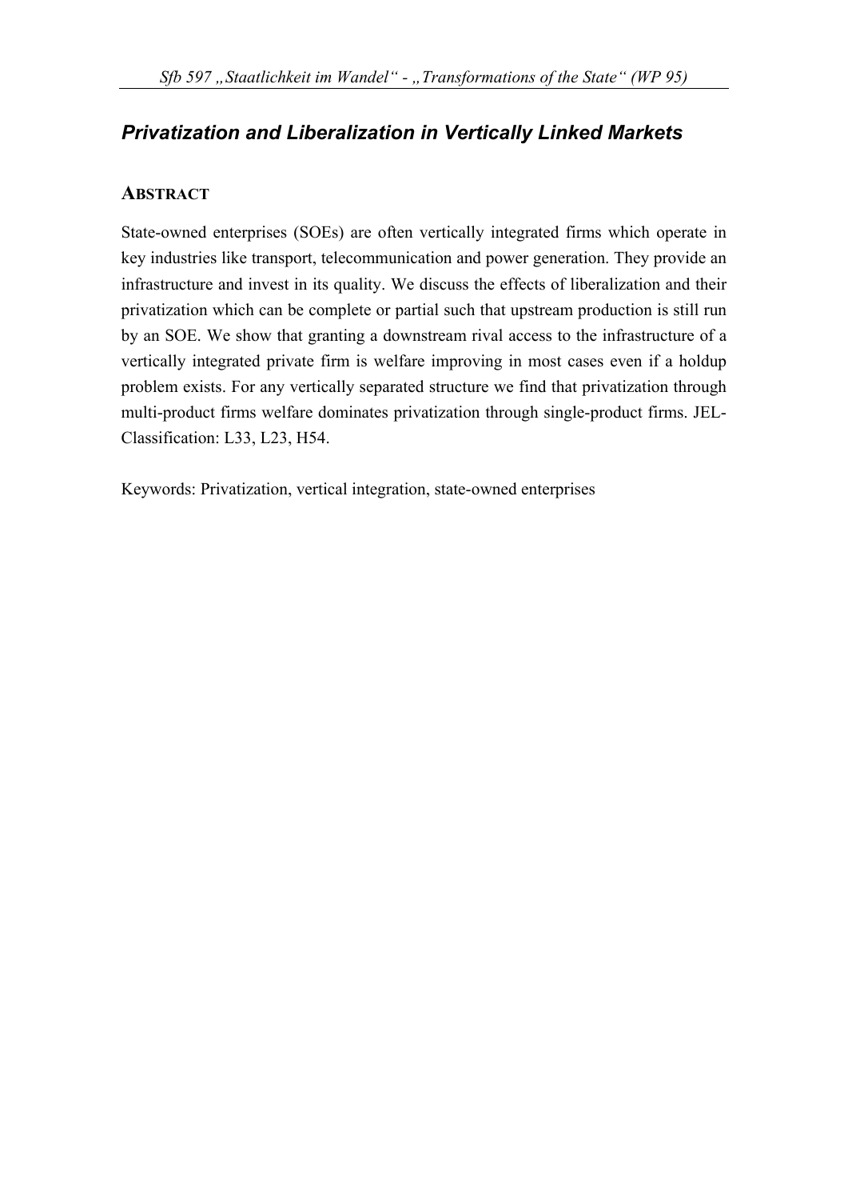## *Privatization and Liberalization in Vertically Linked Markets*

### ABSTRACT

State-owned enterprises (SOEs) are often vertically integrated firms which operate in key industries like transport, telecommunication and power generation. They provide an infrastructure and invest in its quality. We discuss the effects of liberalization and their privatization which can be complete or partial such that upstream production is still run by an SOE. We show that granting a downstream rival access to the infrastructure of a vertically integrated private firm is welfare improving in most cases even if a holdup problem exists. For any vertically separated structure we find that privatization through multi-product firms welfare dominates privatization through single-product firms. JEL-Classification: L33, L23, H54.

Keywords: Privatization, vertical integration, state-owned enterprises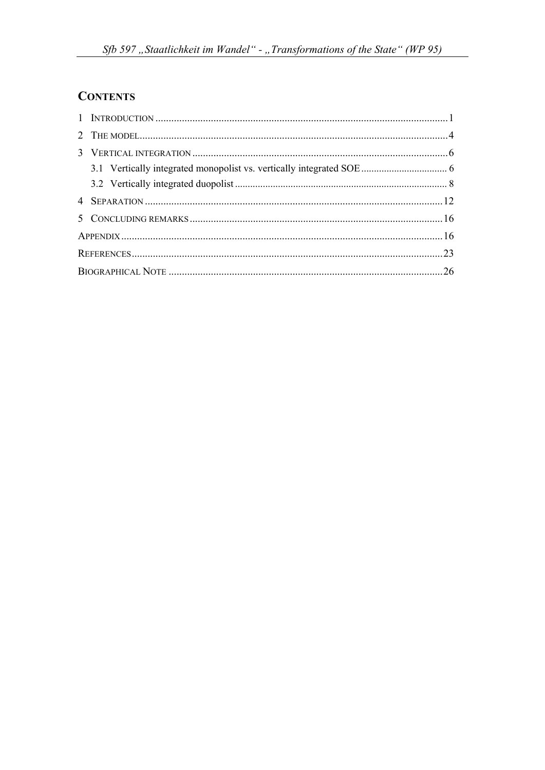## CONTENTS

1 INTRODUCTION ..........1
2 THE MODEL ..........4
3 VERTICAL INTEGRATION ..........6
    3.1 Vertically integrated monopolist vs. vertically integrated SOE ..........6
    3.2 Vertically integrated duopolist ..........8
4 SEPARATION ..........12
5 CONCLUDING REMARKS ..........16
APPENDIX ..........16
REFERENCES ..........23
BIOGRAPHICAL NOTE ..........26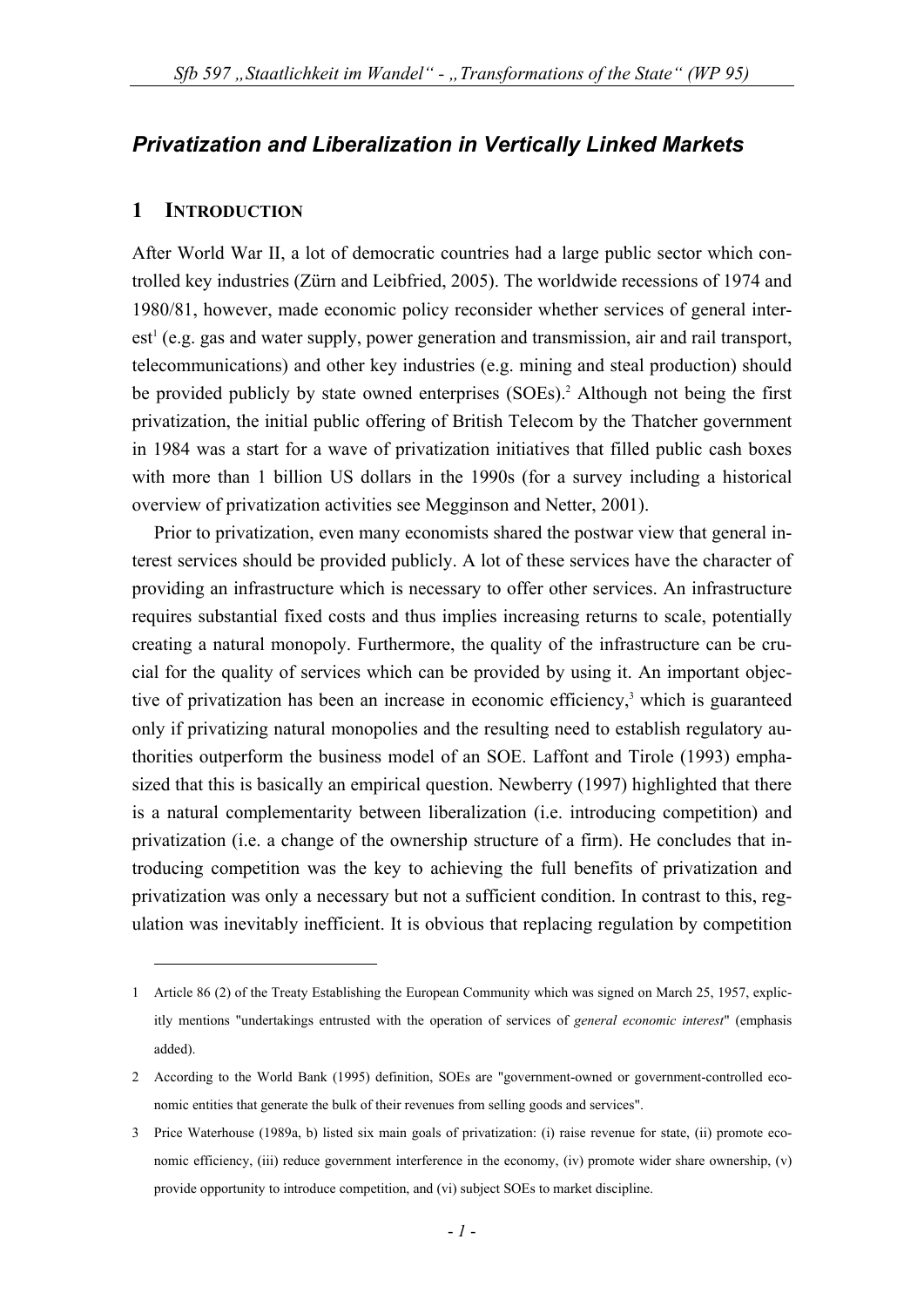## Privatization and Liberalization in Vertically Linked Markets

### 1 INTRODUCTION

After World War II, a lot of democratic countries had a large public sector which controlled key industries (Zürn and Leibfried, 2005). The worldwide recessions of 1974 and 1980/81, however, made economic policy reconsider whether services of general interest[1] (e.g. gas and water supply, power generation and transmission, air and rail transport, telecommunications) and other key industries (e.g. mining and steal production) should be provided publicly by state owned enterprises (SOEs).[2] Although not being the first privatization, the initial public offering of British Telecom by the Thatcher government in 1984 was a start for a wave of privatization initiatives that filled public cash boxes with more than 1 billion US dollars in the 1990s (for a survey including a historical overview of privatization activities see Megginson and Netter, 2001).

Prior to privatization, even many economists shared the postwar view that general interest services should be provided publicly. A lot of these services have the character of providing an infrastructure which is necessary to offer other services. An infrastructure requires substantial fixed costs and thus implies increasing returns to scale, potentially creating a natural monopoly. Furthermore, the quality of the infrastructure can be crucial for the quality of services which can be provided by using it. An important objective of privatization has been an increase in economic efficiency,[3] which is guaranteed only if privatizing natural monopolies and the resulting need to establish regulatory authorities outperform the business model of an SOE. Laffont and Tirole (1993) emphasized that this is basically an empirical question. Newberry (1997) highlighted that there is a natural complementarity between liberalization (i.e. introducing competition) and privatization (i.e. a change of the ownership structure of a firm). He concludes that introducing competition was the key to achieving the full benefits of privatization and privatization was only a necessary but not a sufficient condition. In contrast to this, regulation was inevitably inefficient. It is obvious that replacing regulation by competition

---

1 Article 86 (2) of the Treaty Establishing the European Community which was signed on March 25, 1957, explicitly mentions "undertakings entrusted with the operation of services of *general economic interest*" (emphasis added).

2 According to the World Bank (1995) definition, SOEs are "government-owned or government-controlled economic entities that generate the bulk of their revenues from selling goods and services".

3 Price Waterhouse (1989a, b) listed six main goals of privatization: (i) raise revenue for state, (ii) promote economic efficiency, (iii) reduce government interference in the economy, (iv) promote wider share ownership, (v) provide opportunity to introduce competition, and (vi) subject SOEs to market discipline.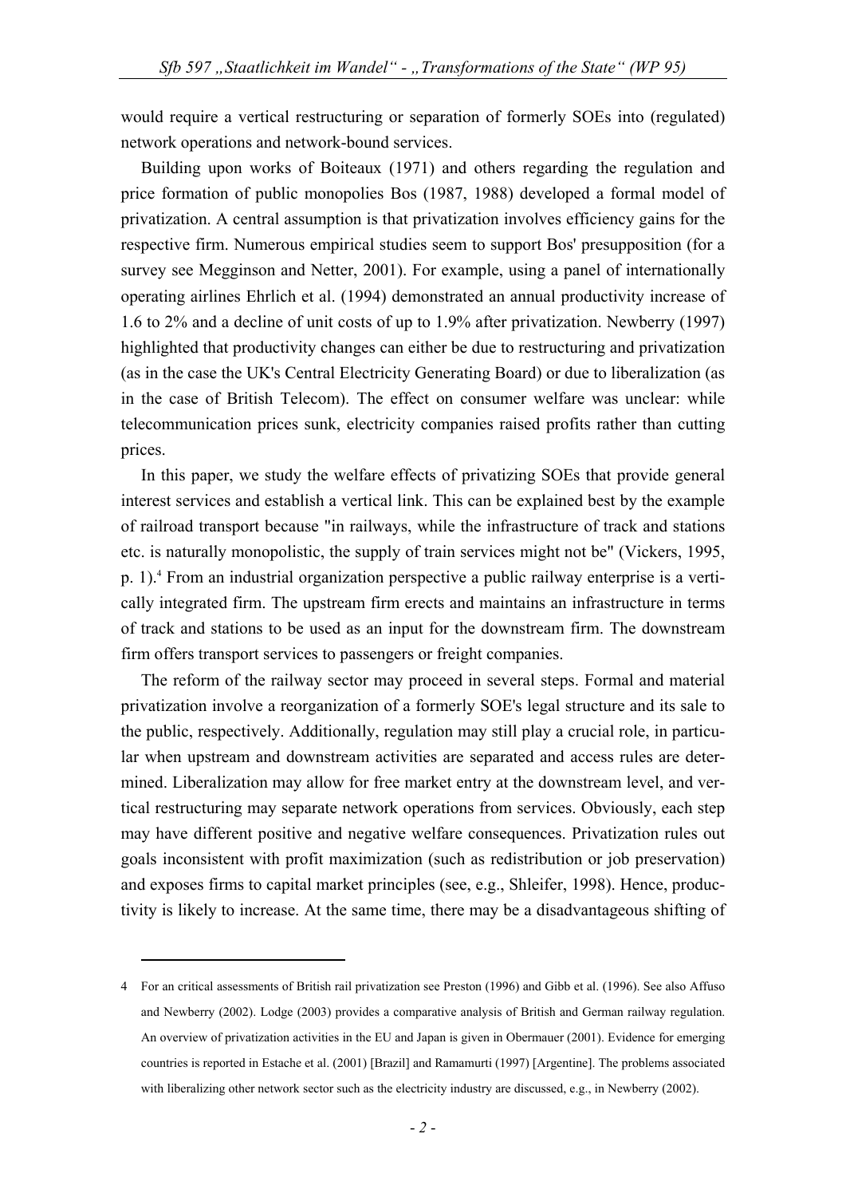would require a vertical restructuring or separation of formerly SOEs into (regulated) network operations and network-bound services.

Building upon works of Boiteaux (1971) and others regarding the regulation and price formation of public monopolies Bos (1987, 1988) developed a formal model of privatization. A central assumption is that privatization involves efficiency gains for the respective firm. Numerous empirical studies seem to support Bos' presupposition (for a survey see Megginson and Netter, 2001). For example, using a panel of internationally operating airlines Ehrlich et al. (1994) demonstrated an annual productivity increase of 1.6 to 2% and a decline of unit costs of up to 1.9% after privatization. Newberry (1997) highlighted that productivity changes can either be due to restructuring and privatization (as in the case the UK's Central Electricity Generating Board) or due to liberalization (as in the case of British Telecom). The effect on consumer welfare was unclear: while telecommunication prices sunk, electricity companies raised profits rather than cutting prices.

In this paper, we study the welfare effects of privatizing SOEs that provide general interest services and establish a vertical link. This can be explained best by the example of railroad transport because "in railways, while the infrastructure of track and stations etc. is naturally monopolistic, the supply of train services might not be" (Vickers, 1995, p. 1).[4] From an industrial organization perspective a public railway enterprise is a vertically integrated firm. The upstream firm erects and maintains an infrastructure in terms of track and stations to be used as an input for the downstream firm. The downstream firm offers transport services to passengers or freight companies.

The reform of the railway sector may proceed in several steps. Formal and material privatization involve a reorganization of a formerly SOE's legal structure and its sale to the public, respectively. Additionally, regulation may still play a crucial role, in particular when upstream and downstream activities are separated and access rules are determined. Liberalization may allow for free market entry at the downstream level, and vertical restructuring may separate network operations from services. Obviously, each step may have different positive and negative welfare consequences. Privatization rules out goals inconsistent with profit maximization (such as redistribution or job preservation) and exposes firms to capital market principles (see, e.g., Shleifer, 1998). Hence, productivity is likely to increase. At the same time, there may be a disadvantageous shifting of

---

4 For an critical assessments of British rail privatization see Preston (1996) and Gibb et al. (1996). See also Affuso and Newberry (2002). Lodge (2003) provides a comparative analysis of British and German railway regulation. An overview of privatization activities in the EU and Japan is given in Obermauer (2001). Evidence for emerging countries is reported in Estache et al. (2001) [Brazil] and Ramamurti (1997) [Argentine]. The problems associated with liberalizing other network sector such as the electricity industry are discussed, e.g., in Newberry (2002).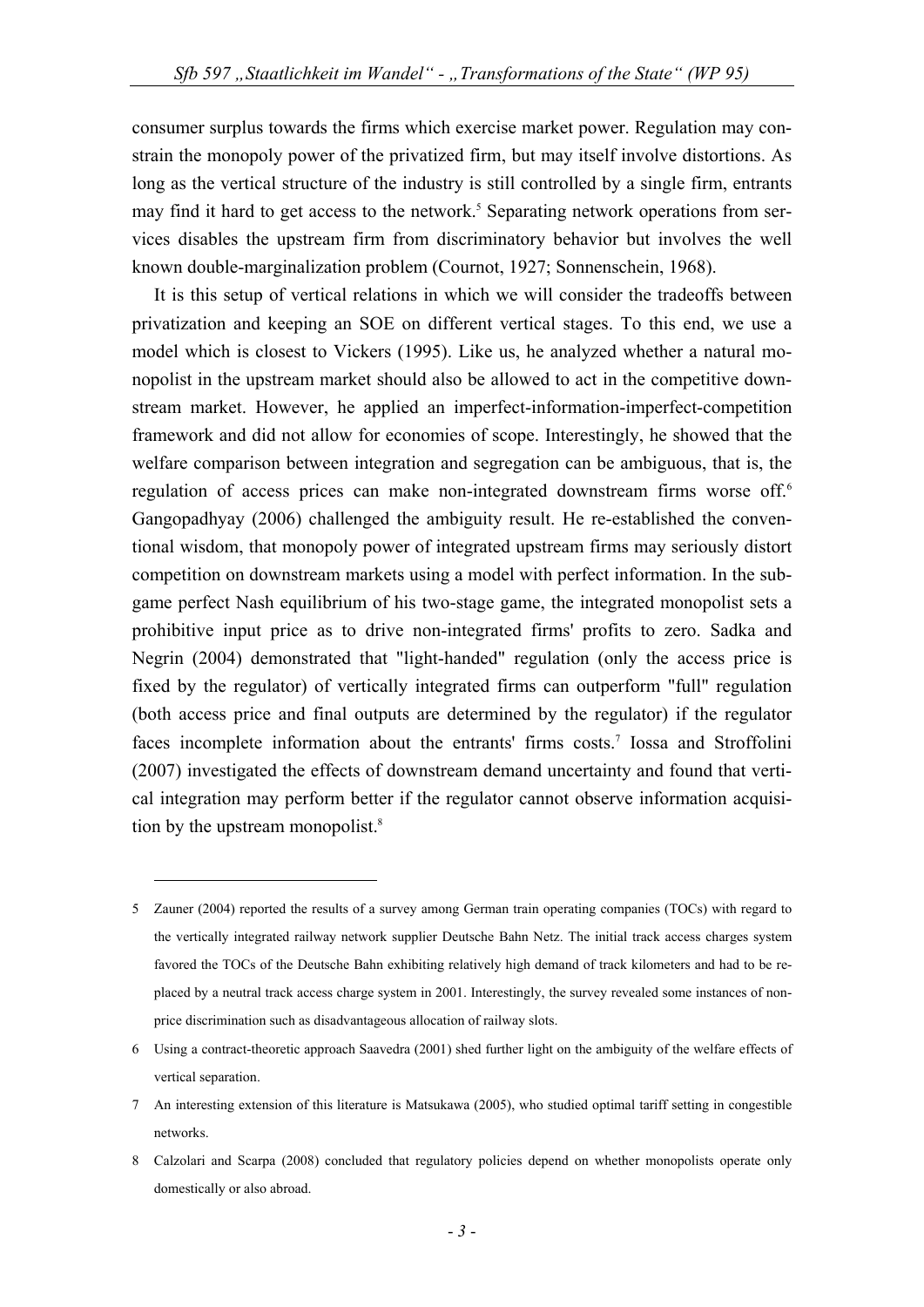consumer surplus towards the firms which exercise market power. Regulation may constrain the monopoly power of the privatized firm, but may itself involve distortions. As long as the vertical structure of the industry is still controlled by a single firm, entrants may find it hard to get access to the network.[5] Separating network operations from services disables the upstream firm from discriminatory behavior but involves the well known double-marginalization problem (Cournot, 1927; Sonnenschein, 1968).

It is this setup of vertical relations in which we will consider the tradeoffs between privatization and keeping an SOE on different vertical stages. To this end, we use a model which is closest to Vickers (1995). Like us, he analyzed whether a natural monopolist in the upstream market should also be allowed to act in the competitive downstream market. However, he applied an imperfect-information-imperfect-competition framework and did not allow for economies of scope. Interestingly, he showed that the welfare comparison between integration and segregation can be ambiguous, that is, the regulation of access prices can make non-integrated downstream firms worse off.[6] Gangopadhyay (2006) challenged the ambiguity result. He re-established the conventional wisdom, that monopoly power of integrated upstream firms may seriously distort competition on downstream markets using a model with perfect information. In the subgame perfect Nash equilibrium of his two-stage game, the integrated monopolist sets a prohibitive input price as to drive non-integrated firms' profits to zero. Sadka and Negrin (2004) demonstrated that "light-handed" regulation (only the access price is fixed by the regulator) of vertically integrated firms can outperform "full" regulation (both access price and final outputs are determined by the regulator) if the regulator faces incomplete information about the entrants' firms costs.[7] Iossa and Stroffolini (2007) investigated the effects of downstream demand uncertainty and found that vertical integration may perform better if the regulator cannot observe information acquisition by the upstream monopolist.[8]

---

5 Zauner (2004) reported the results of a survey among German train operating companies (TOCs) with regard to the vertically integrated railway network supplier Deutsche Bahn Netz. The initial track access charges system favored the TOCs of the Deutsche Bahn exhibiting relatively high demand of track kilometers and had to be replaced by a neutral track access charge system in 2001. Interestingly, the survey revealed some instances of non-price discrimination such as disadvantageous allocation of railway slots.

6 Using a contract-theoretic approach Saavedra (2001) shed further light on the ambiguity of the welfare effects of vertical separation.

7 An interesting extension of this literature is Matsukawa (2005), who studied optimal tariff setting in congestible networks.

8 Calzolari and Scarpa (2008) concluded that regulatory policies depend on whether monopolists operate only domestically or also abroad.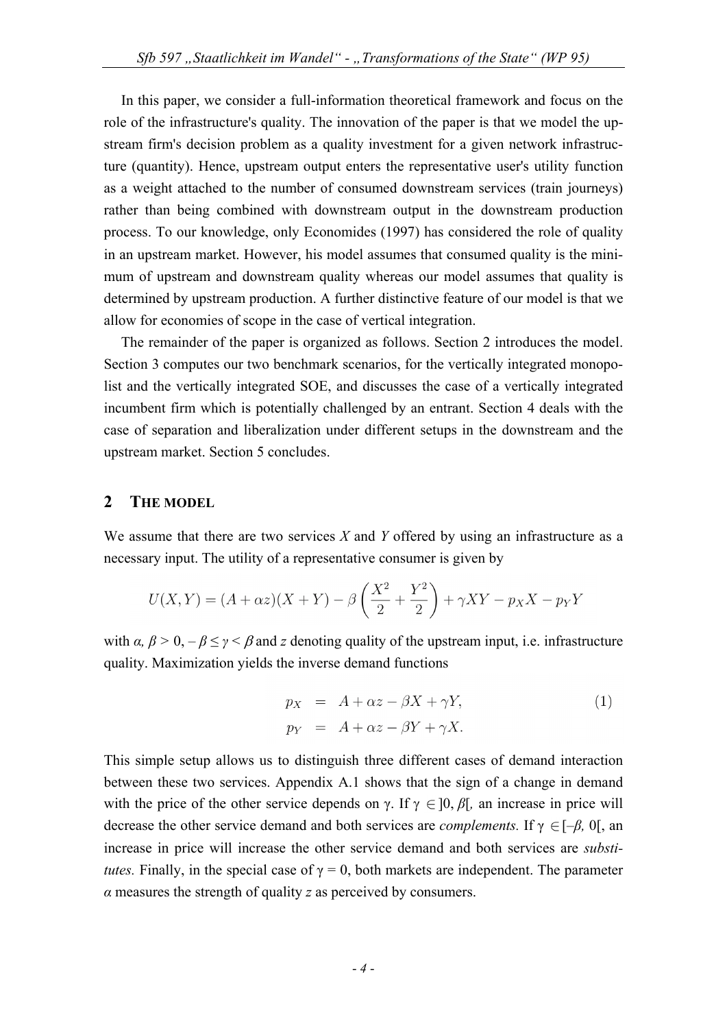In this paper, we consider a full-information theoretical framework and focus on the role of the infrastructure's quality. The innovation of the paper is that we model the upstream firm's decision problem as a quality investment for a given network infrastructure (quantity). Hence, upstream output enters the representative user's utility function as a weight attached to the number of consumed downstream services (train journeys) rather than being combined with downstream output in the downstream production process. To our knowledge, only Economides (1997) has considered the role of quality in an upstream market. However, his model assumes that consumed quality is the minimum of upstream and downstream quality whereas our model assumes that quality is determined by upstream production. A further distinctive feature of our model is that we allow for economies of scope in the case of vertical integration.

The remainder of the paper is organized as follows. Section 2 introduces the model. Section 3 computes our two benchmark scenarios, for the vertically integrated monopolist and the vertically integrated SOE, and discusses the case of a vertically integrated incumbent firm which is potentially challenged by an entrant. Section 4 deals with the case of separation and liberalization under different setups in the downstream and the upstream market. Section 5 concludes.

## 2 THE MODEL

We assume that there are two services $X$ and $Y$ offered by using an infrastructure as a necessary input. The utility of a representative consumer is given by

$$U(X,Y) = (A + \alpha z)(X + Y) - \beta\left(\frac{X^2}{2} + \frac{Y^2}{2}\right) + \gamma XY - p_X X - p_Y Y$$

with $\alpha$, $\beta > 0$, $-\beta \leq \gamma < \beta$ and $z$ denoting quality of the upstream input, i.e. infrastructure quality. Maximization yields the inverse demand functions

$$\begin{aligned} p_X &= A + \alpha z - \beta X + \gamma Y, \\ p_Y &= A + \alpha z - \beta Y + \gamma X. \end{aligned} \tag{1}$$

This simple setup allows us to distinguish three different cases of demand interaction between these two services. Appendix A.1 shows that the sign of a change in demand with the price of the other service depends on $\gamma$. If $\gamma \in ]0, \beta[$, an increase in price will decrease the other service demand and both services are *complements*. If $\gamma \in [-\beta, 0[$, an increase in price will increase the other service demand and both services are *substitutes*. Finally, in the special case of $\gamma = 0$, both markets are independent. The parameter $\alpha$ measures the strength of quality $z$ as perceived by consumers.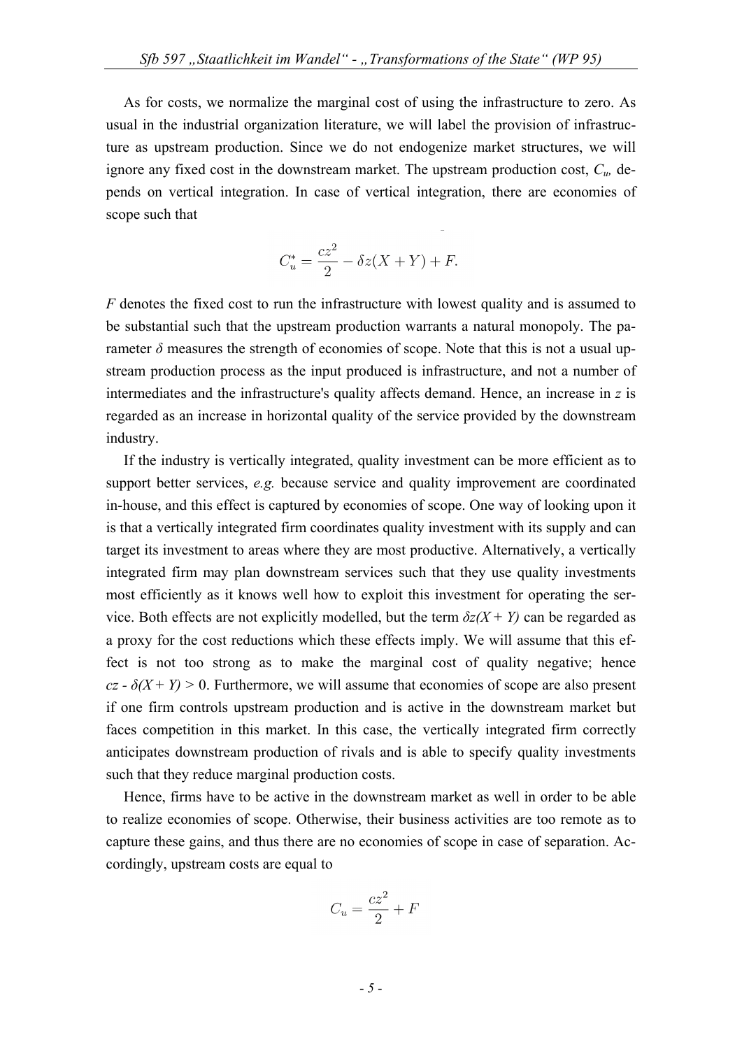As for costs, we normalize the marginal cost of using the infrastructure to zero. As usual in the industrial organization literature, we will label the provision of infrastructure as upstream production. Since we do not endogenize market structures, we will ignore any fixed cost in the downstream market. The upstream production cost, $C_u$, depends on vertical integration. In case of vertical integration, there are economies of scope such that

$$C_u^* = \frac{cz^2}{2} - \delta z(X + Y) + F.$$

$F$ denotes the fixed cost to run the infrastructure with lowest quality and is assumed to be substantial such that the upstream production warrants a natural monopoly. The parameter $\delta$ measures the strength of economies of scope. Note that this is not a usual upstream production process as the input produced is infrastructure, and not a number of intermediates and the infrastructure's quality affects demand. Hence, an increase in $z$ is regarded as an increase in horizontal quality of the service provided by the downstream industry.

If the industry is vertically integrated, quality investment can be more efficient as to support better services, *e.g.* because service and quality improvement are coordinated in-house, and this effect is captured by economies of scope. One way of looking upon it is that a vertically integrated firm coordinates quality investment with its supply and can target its investment to areas where they are most productive. Alternatively, a vertically integrated firm may plan downstream services such that they use quality investments most efficiently as it knows well how to exploit this investment for operating the service. Both effects are not explicitly modelled, but the term $\delta z(X + Y)$ can be regarded as a proxy for the cost reductions which these effects imply. We will assume that this effect is not too strong as to make the marginal cost of quality negative; hence $cz - \delta(X + Y) > 0$. Furthermore, we will assume that economies of scope are also present if one firm controls upstream production and is active in the downstream market but faces competition in this market. In this case, the vertically integrated firm correctly anticipates downstream production of rivals and is able to specify quality investments such that they reduce marginal production costs.

Hence, firms have to be active in the downstream market as well in order to be able to realize economies of scope. Otherwise, their business activities are too remote as to capture these gains, and thus there are no economies of scope in case of separation. Accordingly, upstream costs are equal to

$$C_u = \frac{cz^2}{2} + F$$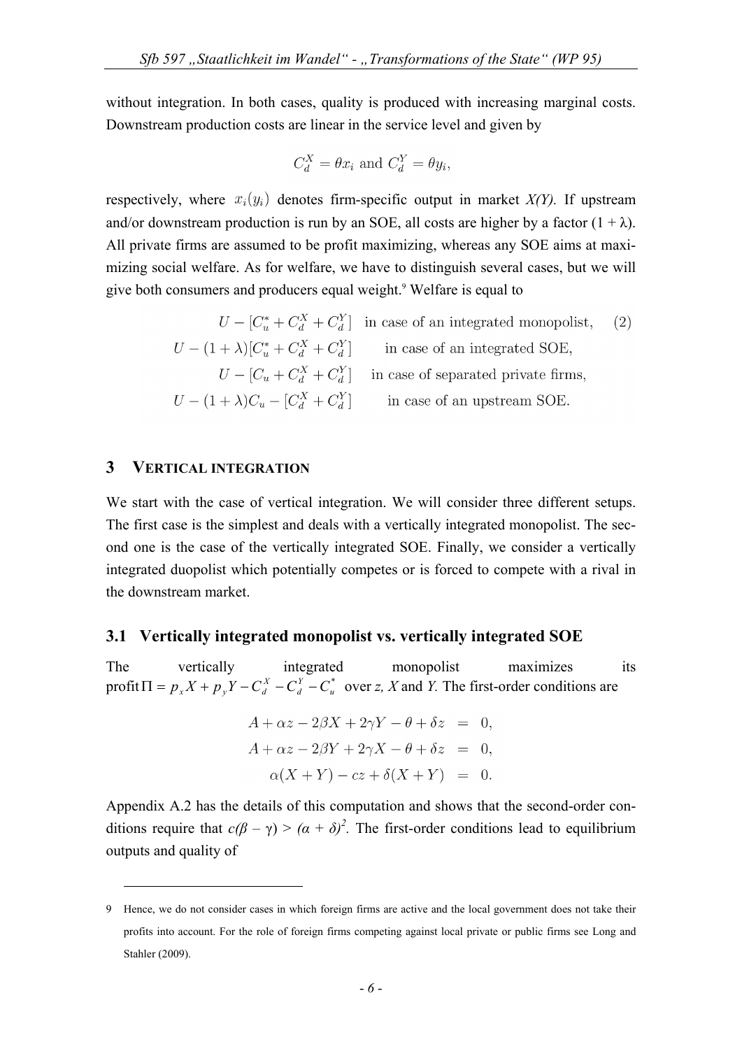without integration. In both cases, quality is produced with increasing marginal costs. Downstream production costs are linear in the service level and given by

$$C_d^X = \theta x_i \text{ and } C_d^Y = \theta y_i,$$

respectively, where $x_i(y_i)$ denotes firm-specific output in market *X(Y)*. If upstream and/or downstream production is run by an SOE, all costs are higher by a factor $(1 + \lambda)$. All private firms are assumed to be profit maximizing, whereas any SOE aims at maximizing social welfare. As for welfare, we have to distinguish several cases, but we will give both consumers and producers equal weight.[9] Welfare is equal to

$$\begin{aligned}
U - [C_u^* + C_d^X + C_d^Y] &\quad \text{in case of an integrated monopolist,} \qquad (2)\\
U - (1+\lambda)[C_u^* + C_d^X + C_d^Y] &\quad \text{in case of an integrated SOE,}\\
U - [C_u + C_d^X + C_d^Y] &\quad \text{in case of separated private firms,}\\
U - (1+\lambda)C_u - [C_d^X + C_d^Y] &\quad \text{in case of an upstream SOE.}
\end{aligned}$$

## 3 Vertical integration

We start with the case of vertical integration. We will consider three different setups. The first case is the simplest and deals with a vertically integrated monopolist. The second one is the case of the vertically integrated SOE. Finally, we consider a vertically integrated duopolist which potentially competes or is forced to compete with a rival in the downstream market.

### 3.1 Vertically integrated monopolist vs. vertically integrated SOE

The vertically integrated monopolist maximizes its profit $\Pi = p_x X + p_y Y - C_d^X - C_d^Y - C_u^*$ over *z, X* and *Y.* The first-order conditions are

$$\begin{aligned}
A + \alpha z - 2\beta X + 2\gamma Y - \theta + \delta z &= 0,\\
A + \alpha z - 2\beta Y + 2\gamma X - \theta + \delta z &= 0,\\
\alpha(X + Y) - cz + \delta(X + Y) &= 0.
\end{aligned}$$

Appendix A.2 has the details of this computation and shows that the second-order conditions require that $c(\beta - \gamma) > (\alpha + \delta)^2$. The first-order conditions lead to equilibrium outputs and quality of

---

9 Hence, we do not consider cases in which foreign firms are active and the local government does not take their profits into account. For the role of foreign firms competing against local private or public firms see Long and Stahler (2009).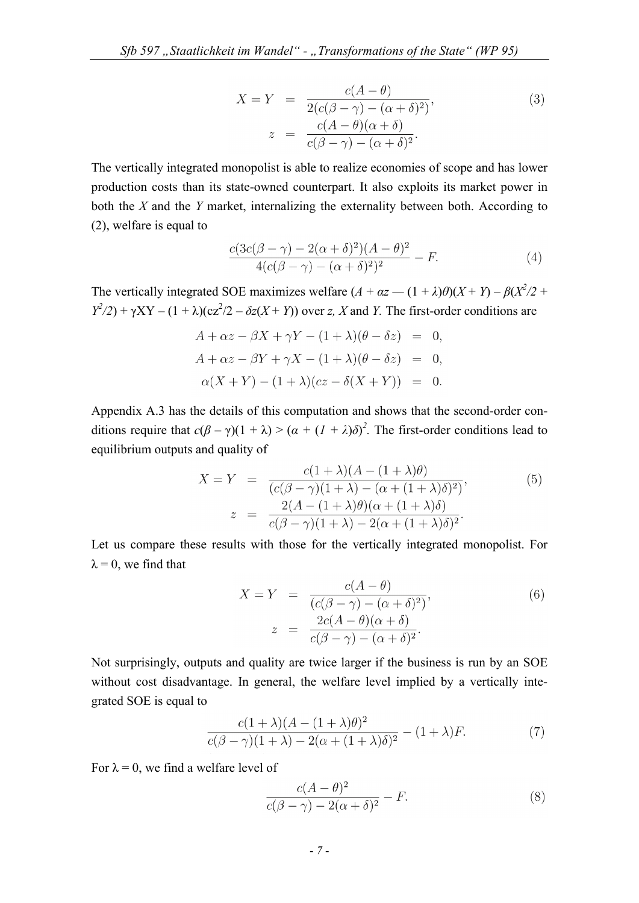$$
\begin{aligned}
X = Y &= \frac{c(A-\theta)}{2(c(\beta-\gamma)-(\alpha+\delta)^2)}, \\
z &= \frac{c(A-\theta)(\alpha+\delta)}{c(\beta-\gamma)-(\alpha+\delta)^2}.
\end{aligned}
\tag{3}
$$

The vertically integrated monopolist is able to realize economies of scope and has lower production costs than its state-owned counterpart. It also exploits its market power in both the *X* and the *Y* market, internalizing the externality between both. According to (2), welfare is equal to

$$
\frac{c(3c(\beta-\gamma)-2(\alpha+\delta)^2)(A-\theta)^2}{4(c(\beta-\gamma)-(\alpha+\delta)^2)^2} - F.
\tag{4}
$$

The vertically integrated SOE maximizes welfare $(A + \alpha z — (1 + \lambda)\theta)(X + Y) – \beta(X^2/2 + Y^2/2) + \gamma XY – (1 + \lambda)(cz^2/2 – \delta z(X + Y))$ over *z, X* and *Y*. The first-order conditions are

$$
\begin{aligned}
A + \alpha z - \beta X + \gamma Y - (1+\lambda)(\theta - \delta z) &= 0, \\
A + \alpha z - \beta Y + \gamma X - (1+\lambda)(\theta - \delta z) &= 0, \\
\alpha(X+Y) - (1+\lambda)(cz - \delta(X+Y)) &= 0.
\end{aligned}
$$

Appendix A.3 has the details of this computation and shows that the second-order conditions require that $c(\beta – \gamma)(1 + \lambda) > (\alpha + (1 + \lambda)\delta)^2$. The first-order conditions lead to equilibrium outputs and quality of

$$
\begin{aligned}
X = Y &= \frac{c(1+\lambda)(A-(1+\lambda)\theta)}{(c(\beta-\gamma)(1+\lambda)-(\alpha+(1+\lambda)\delta)^2)}, \\
z &= \frac{2(A-(1+\lambda)\theta)(\alpha+(1+\lambda)\delta)}{c(\beta-\gamma)(1+\lambda)-2(\alpha+(1+\lambda)\delta)^2}.
\end{aligned}
\tag{5}
$$

Let us compare these results with those for the vertically integrated monopolist. For $\lambda = 0$, we find that

$$
\begin{aligned}
X = Y &= \frac{c(A-\theta)}{(c(\beta-\gamma)-(\alpha+\delta)^2)}, \\
z &= \frac{2c(A-\theta)(\alpha+\delta)}{c(\beta-\gamma)-(\alpha+\delta)^2}.
\end{aligned}
\tag{6}
$$

Not surprisingly, outputs and quality are twice larger if the business is run by an SOE without cost disadvantage. In general, the welfare level implied by a vertically integrated SOE is equal to

$$
\frac{c(1+\lambda)(A-(1+\lambda)\theta)^2}{c(\beta-\gamma)(1+\lambda)-2(\alpha+(1+\lambda)\delta)^2} - (1+\lambda)F.
\tag{7}
$$

For $\lambda = 0$, we find a welfare level of

$$
\frac{c(A-\theta)^2}{c(\beta-\gamma)-2(\alpha+\delta)^2} - F.
\tag{8}
$$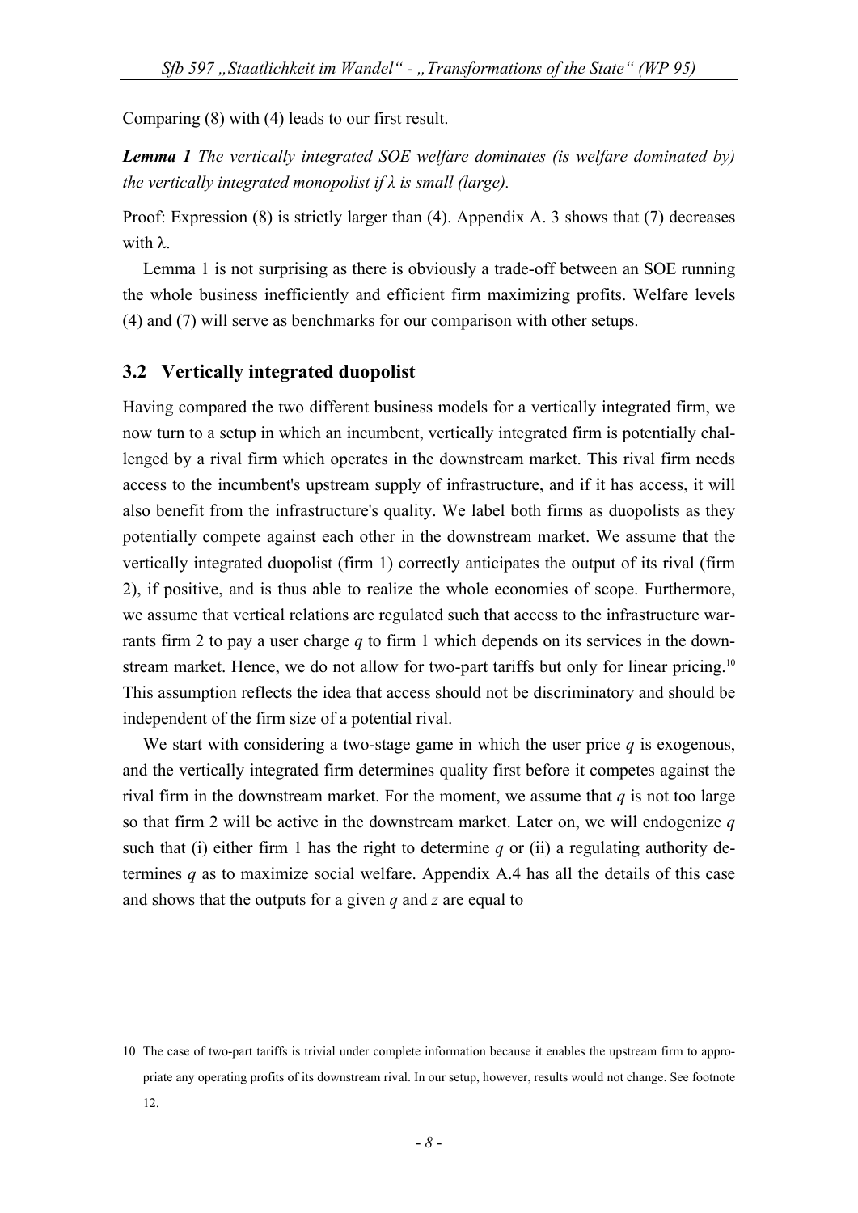Comparing (8) with (4) leads to our first result.

***Lemma 1*** *The vertically integrated SOE welfare dominates (is welfare dominated by) the vertically integrated monopolist if $\lambda$ is small (large).*

Proof: Expression (8) is strictly larger than (4). Appendix A. 3 shows that (7) decreases with $\lambda$.

Lemma 1 is not surprising as there is obviously a trade-off between an SOE running the whole business inefficiently and efficient firm maximizing profits. Welfare levels (4) and (7) will serve as benchmarks for our comparison with other setups.

## 3.2 Vertically integrated duopolist

Having compared the two different business models for a vertically integrated firm, we now turn to a setup in which an incumbent, vertically integrated firm is potentially challenged by a rival firm which operates in the downstream market. This rival firm needs access to the incumbent's upstream supply of infrastructure, and if it has access, it will also benefit from the infrastructure's quality. We label both firms as duopolists as they potentially compete against each other in the downstream market. We assume that the vertically integrated duopolist (firm 1) correctly anticipates the output of its rival (firm 2), if positive, and is thus able to realize the whole economies of scope. Furthermore, we assume that vertical relations are regulated such that access to the infrastructure warrants firm 2 to pay a user charge $q$ to firm 1 which depends on its services in the downstream market. Hence, we do not allow for two-part tariffs but only for linear pricing.[10] This assumption reflects the idea that access should not be discriminatory and should be independent of the firm size of a potential rival.

We start with considering a two-stage game in which the user price $q$ is exogenous, and the vertically integrated firm determines quality first before it competes against the rival firm in the downstream market. For the moment, we assume that $q$ is not too large so that firm 2 will be active in the downstream market. Later on, we will endogenize $q$ such that (i) either firm 1 has the right to determine $q$ or (ii) a regulating authority determines $q$ as to maximize social welfare. Appendix A.4 has all the details of this case and shows that the outputs for a given $q$ and $z$ are equal to

10 The case of two-part tariffs is trivial under complete information because it enables the upstream firm to appropriate any operating profits of its downstream rival. In our setup, however, results would not change. See footnote 12.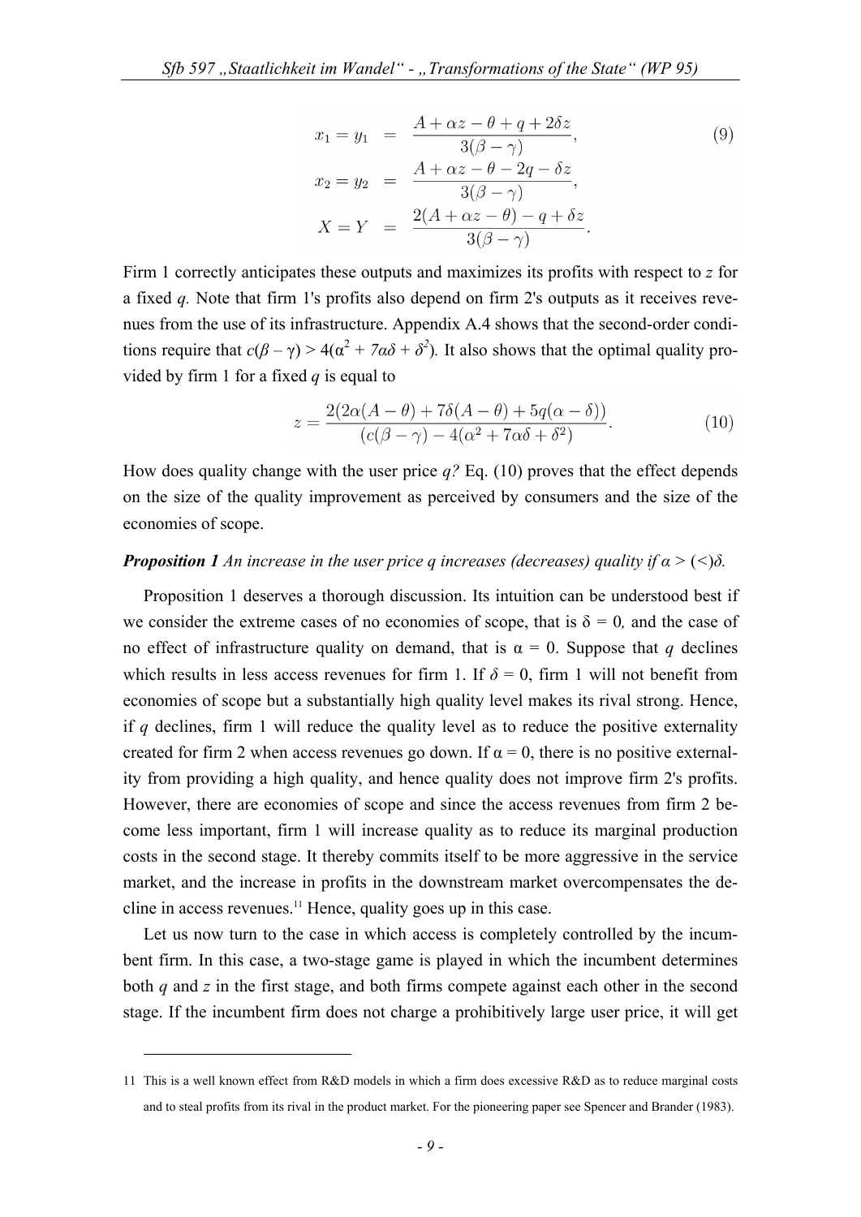$$
\begin{aligned}
x_1 = y_1 &= \frac{A + \alpha z - \theta + q + 2\delta z}{3(\beta - \gamma)}, \\
x_2 = y_2 &= \frac{A + \alpha z - \theta - 2q - \delta z}{3(\beta - \gamma)}, \\
X = Y &= \frac{2(A + \alpha z - \theta) - q + \delta z}{3(\beta - \gamma)}.
\end{aligned} \tag{9}
$$

Firm 1 correctly anticipates these outputs and maximizes its profits with respect to $z$ for a fixed $q$. Note that firm 1's profits also depend on firm 2's outputs as it receives revenues from the use of its infrastructure. Appendix A.4 shows that the second-order conditions require that $c(\beta - \gamma) > 4(\alpha^2 + 7\alpha\delta + \delta^2)$. It also shows that the optimal quality provided by firm 1 for a fixed $q$ is equal to

$$
z = \frac{2(2\alpha(A - \theta) + 7\delta(A - \theta) + 5q(\alpha - \delta))}{(c(\beta - \gamma) - 4(\alpha^2 + 7\alpha\delta + \delta^2)}. \tag{10}
$$

How does quality change with the user price $q$? Eq. (10) proves that the effect depends on the size of the quality improvement as perceived by consumers and the size of the economies of scope.

***Proposition 1*** *An increase in the user price q increases (decreases) quality if* $\alpha > (<)\delta$.

Proposition 1 deserves a thorough discussion. Its intuition can be understood best if we consider the extreme cases of no economies of scope, that is $\delta = 0$, and the case of no effect of infrastructure quality on demand, that is $\alpha = 0$. Suppose that $q$ declines which results in less access revenues for firm 1. If $\delta = 0$, firm 1 will not benefit from economies of scope but a substantially high quality level makes its rival strong. Hence, if $q$ declines, firm 1 will reduce the quality level as to reduce the positive externality created for firm 2 when access revenues go down. If $\alpha = 0$, there is no positive externality from providing a high quality, and hence quality does not improve firm 2's profits. However, there are economies of scope and since the access revenues from firm 2 become less important, firm 1 will increase quality as to reduce its marginal production costs in the second stage. It thereby commits itself to be more aggressive in the service market, and the increase in profits in the downstream market overcompensates the decline in access revenues.[11] Hence, quality goes up in this case.

Let us now turn to the case in which access is completely controlled by the incumbent firm. In this case, a two-stage game is played in which the incumbent determines both $q$ and $z$ in the first stage, and both firms compete against each other in the second stage. If the incumbent firm does not charge a prohibitively large user price, it will get

---

11 This is a well known effect from R&D models in which a firm does excessive R&D as to reduce marginal costs and to steal profits from its rival in the product market. For the pioneering paper see Spencer and Brander (1983).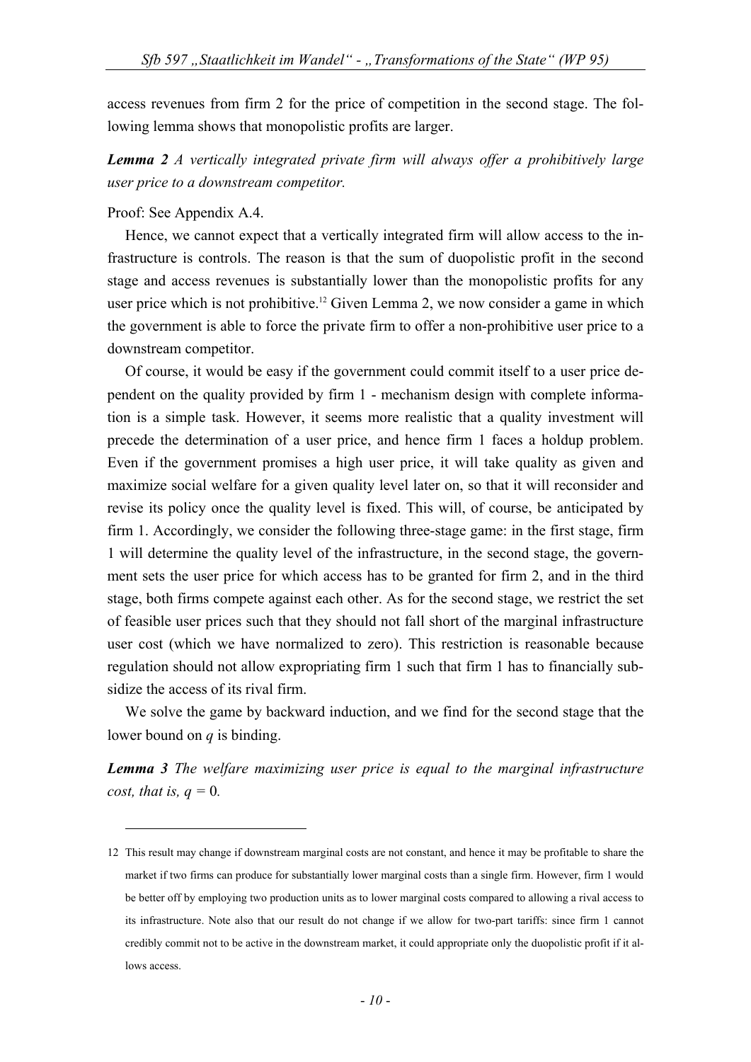access revenues from firm 2 for the price of competition in the second stage. The following lemma shows that monopolistic profits are larger.

***Lemma 2*** *A vertically integrated private firm will always offer a prohibitively large user price to a downstream competitor.*

Proof: See Appendix A.4.

Hence, we cannot expect that a vertically integrated firm will allow access to the infrastructure is controls. The reason is that the sum of duopolistic profit in the second stage and access revenues is substantially lower than the monopolistic profits for any user price which is not prohibitive.[12] Given Lemma 2, we now consider a game in which the government is able to force the private firm to offer a non-prohibitive user price to a downstream competitor.

Of course, it would be easy if the government could commit itself to a user price dependent on the quality provided by firm 1 - mechanism design with complete information is a simple task. However, it seems more realistic that a quality investment will precede the determination of a user price, and hence firm 1 faces a holdup problem. Even if the government promises a high user price, it will take quality as given and maximize social welfare for a given quality level later on, so that it will reconsider and revise its policy once the quality level is fixed. This will, of course, be anticipated by firm 1. Accordingly, we consider the following three-stage game: in the first stage, firm 1 will determine the quality level of the infrastructure, in the second stage, the government sets the user price for which access has to be granted for firm 2, and in the third stage, both firms compete against each other. As for the second stage, we restrict the set of feasible user prices such that they should not fall short of the marginal infrastructure user cost (which we have normalized to zero). This restriction is reasonable because regulation should not allow expropriating firm 1 such that firm 1 has to financially subsidize the access of its rival firm.

We solve the game by backward induction, and we find for the second stage that the lower bound on $q$ is binding.

***Lemma 3*** *The welfare maximizing user price is equal to the marginal infrastructure cost, that is,* $q = 0$.

---

12 This result may change if downstream marginal costs are not constant, and hence it may be profitable to share the market if two firms can produce for substantially lower marginal costs than a single firm. However, firm 1 would be better off by employing two production units as to lower marginal costs compared to allowing a rival access to its infrastructure. Note also that our result do not change if we allow for two-part tariffs: since firm 1 cannot credibly commit not to be active in the downstream market, it could appropriate only the duopolistic profit if it allows access.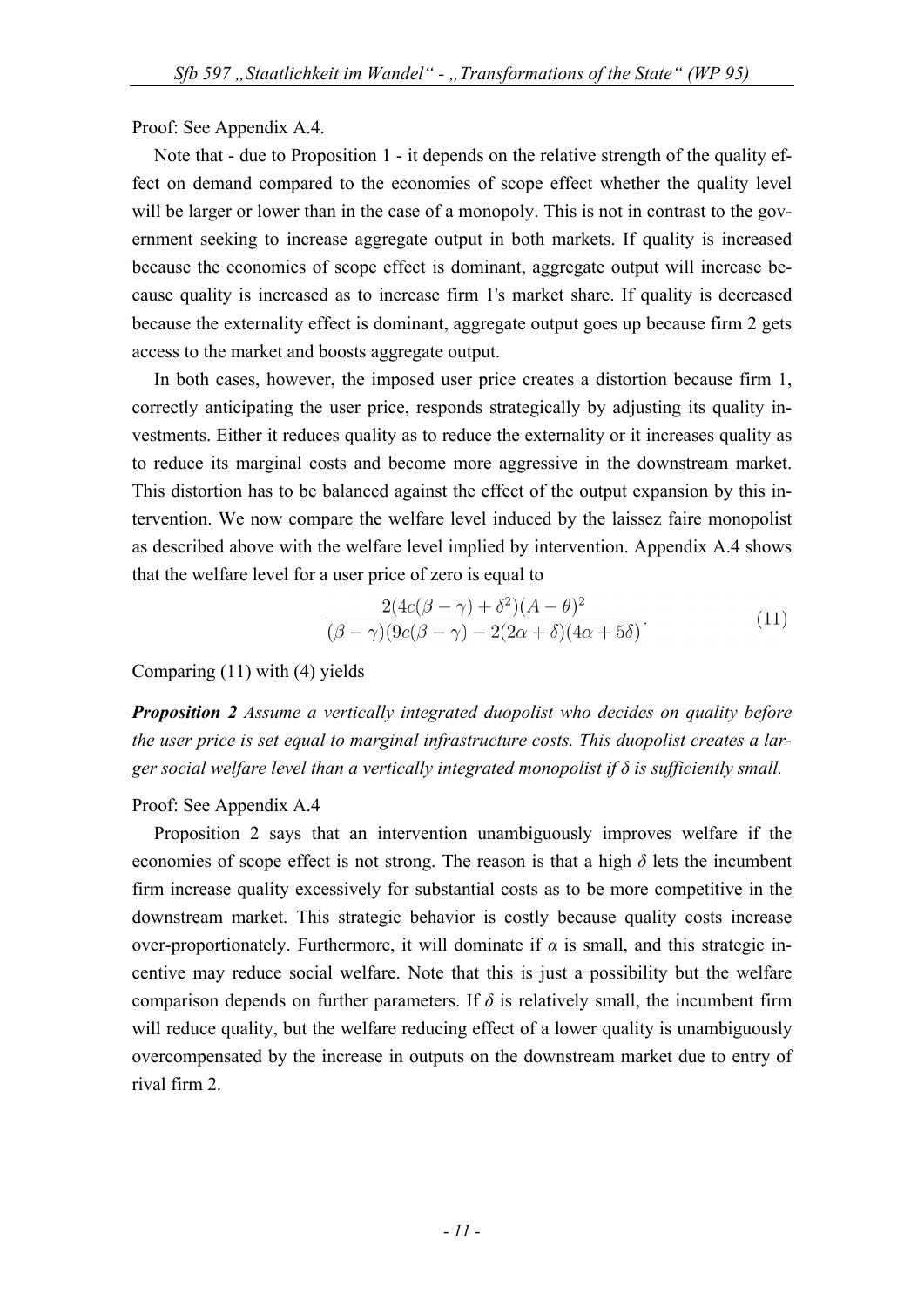Proof: See Appendix A.4.

Note that - due to Proposition 1 - it depends on the relative strength of the quality effect on demand compared to the economies of scope effect whether the quality level will be larger or lower than in the case of a monopoly. This is not in contrast to the government seeking to increase aggregate output in both markets. If quality is increased because the economies of scope effect is dominant, aggregate output will increase because quality is increased as to increase firm 1's market share. If quality is decreased because the externality effect is dominant, aggregate output goes up because firm 2 gets access to the market and boosts aggregate output.

In both cases, however, the imposed user price creates a distortion because firm 1, correctly anticipating the user price, responds strategically by adjusting its quality investments. Either it reduces quality as to reduce the externality or it increases quality as to reduce its marginal costs and become more aggressive in the downstream market. This distortion has to be balanced against the effect of the output expansion by this intervention. We now compare the welfare level induced by the laissez faire monopolist as described above with the welfare level implied by intervention. Appendix A.4 shows that the welfare level for a user price of zero is equal to

$$\frac{2(4c(\beta-\gamma)+\delta^2)(A-\theta)^2}{(\beta-\gamma)(9c(\beta-\gamma)-2(2\alpha+\delta)(4\alpha+5\delta)}. \tag{11}$$

Comparing (11) with (4) yields

***Proposition 2*** *Assume a vertically integrated duopolist who decides on quality before the user price is set equal to marginal infrastructure costs. This duopolist creates a larger social welfare level than a vertically integrated monopolist if $\delta$ is sufficiently small.*

Proof: See Appendix A.4

Proposition 2 says that an intervention unambiguously improves welfare if the economies of scope effect is not strong. The reason is that a high $\delta$ lets the incumbent firm increase quality excessively for substantial costs as to be more competitive in the downstream market. This strategic behavior is costly because quality costs increase over-proportionately. Furthermore, it will dominate if $\alpha$ is small, and this strategic incentive may reduce social welfare. Note that this is just a possibility but the welfare comparison depends on further parameters. If $\delta$ is relatively small, the incumbent firm will reduce quality, but the welfare reducing effect of a lower quality is unambiguously overcompensated by the increase in outputs on the downstream market due to entry of rival firm 2.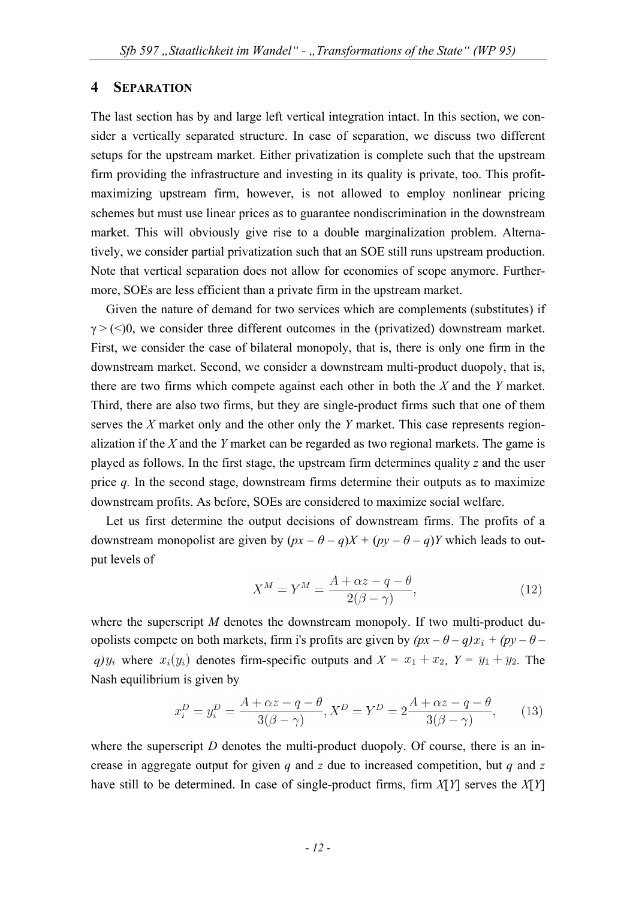## 4 SEPARATION

The last section has by and large left vertical integration intact. In this section, we consider a vertically separated structure. In case of separation, we discuss two different setups for the upstream market. Either privatization is complete such that the upstream firm providing the infrastructure and investing in its quality is private, too. This profit-maximizing upstream firm, however, is not allowed to employ nonlinear pricing schemes but must use linear prices as to guarantee nondiscrimination in the downstream market. This will obviously give rise to a double marginalization problem. Alternatively, we consider partial privatization such that an SOE still runs upstream production. Note that vertical separation does not allow for economies of scope anymore. Furthermore, SOEs are less efficient than a private firm in the upstream market.

Given the nature of demand for two services which are complements (substitutes) if $\gamma > (<) 0$, we consider three different outcomes in the (privatized) downstream market. First, we consider the case of bilateral monopoly, that is, there is only one firm in the downstream market. Second, we consider a downstream multi-product duopoly, that is, there are two firms which compete against each other in both the *X* and the *Y* market. Third, there are also two firms, but they are single-product firms such that one of them serves the *X* market only and the other only the *Y* market. This case represents regionalization if the *X* and the *Y* market can be regarded as two regional markets. The game is played as follows. In the first stage, the upstream firm determines quality *z* and the user price *q*. In the second stage, downstream firms determine their outputs as to maximize downstream profits. As before, SOEs are considered to maximize social welfare.

Let us first determine the output decisions of downstream firms. The profits of a downstream monopolist are given by $(px - \theta - q)X + (py - \theta - q)Y$ which leads to output levels of

$$X^M = Y^M = \frac{A + \alpha z - q - \theta}{2(\beta - \gamma)}, \tag{12}$$

where the superscript *M* denotes the downstream monopoly. If two multi-product duopolists compete on both markets, firm i's profits are given by $(px - \theta - q)x_i + (py - \theta - q)y_i$ where $x_i(y_i)$ denotes firm-specific outputs and $X = x_1 + x_2$, $Y = y_1 + y_2$. The Nash equilibrium is given by

$$x_i^D = y_i^D = \frac{A + \alpha z - q - \theta}{3(\beta - \gamma)}, X^D = Y^D = 2\frac{A + \alpha z - q - \theta}{3(\beta - \gamma)}, \tag{13}$$

where the superscript *D* denotes the multi-product duopoly. Of course, there is an increase in aggregate output for given *q* and *z* due to increased competition, but *q* and *z* have still to be determined. In case of single-product firms, firm *X*[*Y*] serves the *X*[*Y*]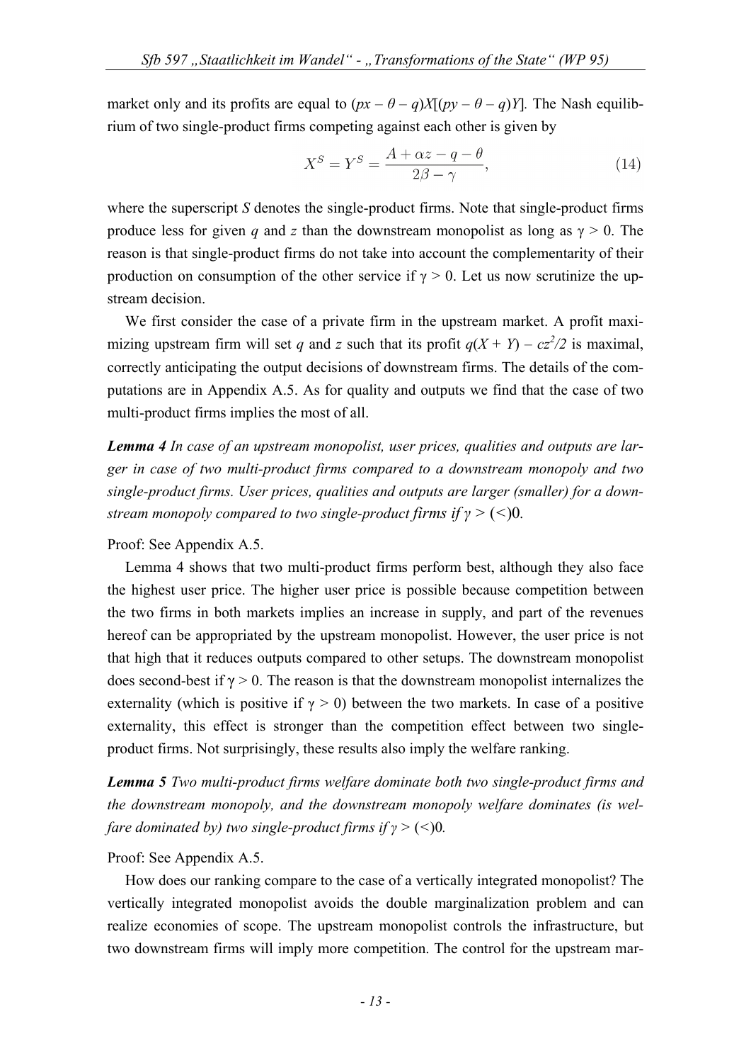market only and its profits are equal to $(px - \theta - q)X[(py - \theta - q)Y]$. The Nash equilibrium of two single-product firms competing against each other is given by

$$X^S = Y^S = \frac{A + \alpha z - q - \theta}{2\beta - \gamma}, \tag{14}$$

where the superscript $S$ denotes the single-product firms. Note that single-product firms produce less for given $q$ and $z$ than the downstream monopolist as long as $\gamma > 0$. The reason is that single-product firms do not take into account the complementarity of their production on consumption of the other service if $\gamma > 0$. Let us now scrutinize the upstream decision.

We first consider the case of a private firm in the upstream market. A profit maximizing upstream firm will set $q$ and $z$ such that its profit $q(X + Y) - cz^2/2$ is maximal, correctly anticipating the output decisions of downstream firms. The details of the computations are in Appendix A.5. As for quality and outputs we find that the case of two multi-product firms implies the most of all.

***Lemma 4*** *In case of an upstream monopolist, user prices, qualities and outputs are larger in case of two multi-product firms compared to a downstream monopoly and two single-product firms. User prices, qualities and outputs are larger (smaller) for a downstream monopoly compared to two single-product firms if $\gamma > (<) 0$.*

Proof: See Appendix A.5.

Lemma 4 shows that two multi-product firms perform best, although they also face the highest user price. The higher user price is possible because competition between the two firms in both markets implies an increase in supply, and part of the revenues hereof can be appropriated by the upstream monopolist. However, the user price is not that high that it reduces outputs compared to other setups. The downstream monopolist does second-best if $\gamma > 0$. The reason is that the downstream monopolist internalizes the externality (which is positive if $\gamma > 0$) between the two markets. In case of a positive externality, this effect is stronger than the competition effect between two single-product firms. Not surprisingly, these results also imply the welfare ranking.

***Lemma 5*** *Two multi-product firms welfare dominate both two single-product firms and the downstream monopoly, and the downstream monopoly welfare dominates (is welfare dominated by) two single-product firms if $\gamma > (<) 0$.*

Proof: See Appendix A.5.

How does our ranking compare to the case of a vertically integrated monopolist? The vertically integrated monopolist avoids the double marginalization problem and can realize economies of scope. The upstream monopolist controls the infrastructure, but two downstream firms will imply more competition. The control for the upstream mar-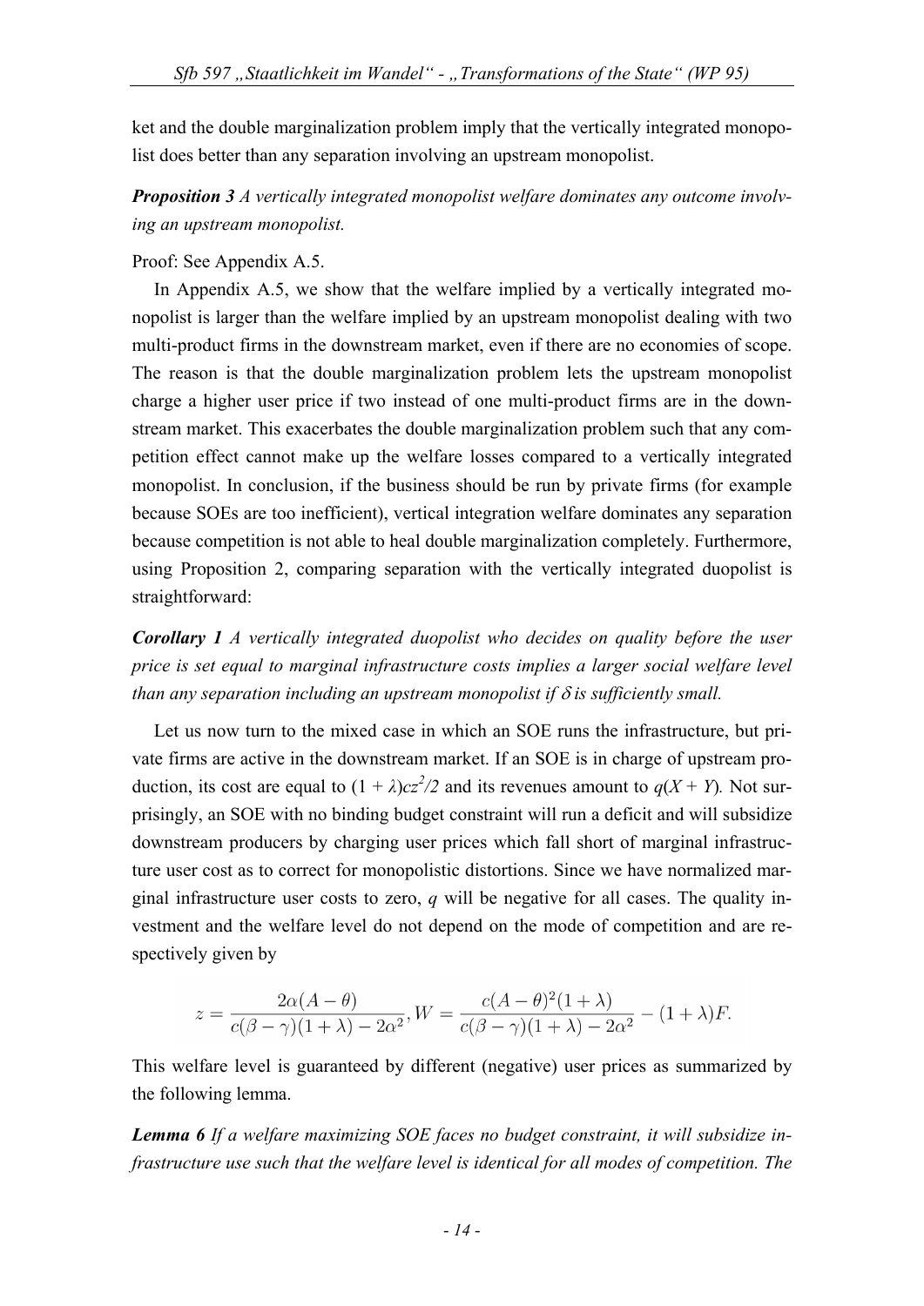ket and the double marginalization problem imply that the vertically integrated monopolist does better than any separation involving an upstream monopolist.

***Proposition 3*** *A vertically integrated monopolist welfare dominates any outcome involving an upstream monopolist.*

Proof: See Appendix A.5.

In Appendix A.5, we show that the welfare implied by a vertically integrated monopolist is larger than the welfare implied by an upstream monopolist dealing with two multi-product firms in the downstream market, even if there are no economies of scope. The reason is that the double marginalization problem lets the upstream monopolist charge a higher user price if two instead of one multi-product firms are in the downstream market. This exacerbates the double marginalization problem such that any competition effect cannot make up the welfare losses compared to a vertically integrated monopolist. In conclusion, if the business should be run by private firms (for example because SOEs are too inefficient), vertical integration welfare dominates any separation because competition is not able to heal double marginalization completely. Furthermore, using Proposition 2, comparing separation with the vertically integrated duopolist is straightforward:

***Corollary 1*** *A vertically integrated duopolist who decides on quality before the user price is set equal to marginal infrastructure costs implies a larger social welfare level than any separation including an upstream monopolist if $\delta$ is sufficiently small.*

Let us now turn to the mixed case in which an SOE runs the infrastructure, but private firms are active in the downstream market. If an SOE is in charge of upstream production, its cost are equal to $(1 + \lambda)cz^2/2$ and its revenues amount to $q(X + Y)$. Not surprisingly, an SOE with no binding budget constraint will run a deficit and will subsidize downstream producers by charging user prices which fall short of marginal infrastructure user cost as to correct for monopolistic distortions. Since we have normalized marginal infrastructure user costs to zero, $q$ will be negative for all cases. The quality investment and the welfare level do not depend on the mode of competition and are respectively given by

$$z = \frac{2\alpha(A - \theta)}{c(\beta - \gamma)(1 + \lambda) - 2\alpha^2}, W = \frac{c(A - \theta)^2(1 + \lambda)}{c(\beta - \gamma)(1 + \lambda) - 2\alpha^2} - (1 + \lambda)F.$$

This welfare level is guaranteed by different (negative) user prices as summarized by the following lemma.

***Lemma 6*** *If a welfare maximizing SOE faces no budget constraint, it will subsidize infrastructure use such that the welfare level is identical for all modes of competition. The*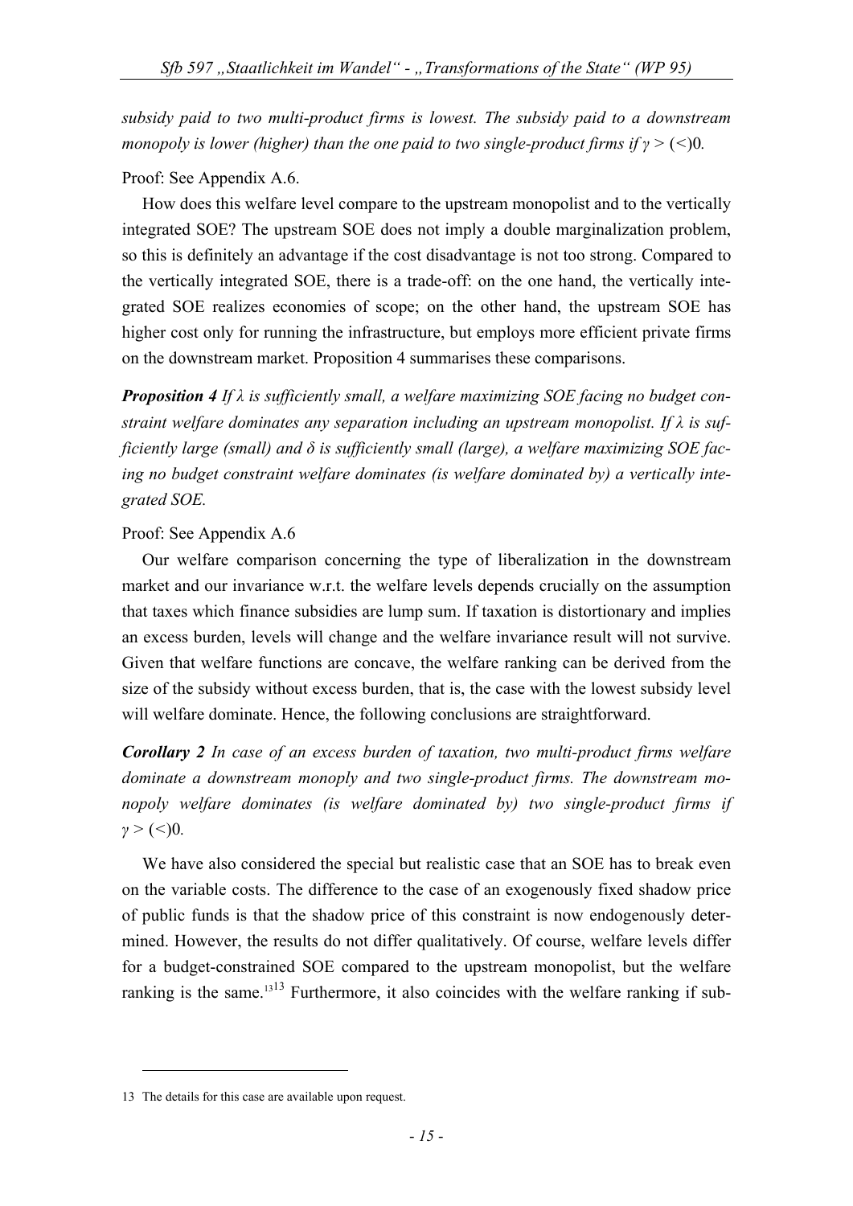*subsidy paid to two multi-product firms is lowest. The subsidy paid to a downstream monopoly is lower (higher) than the one paid to two single-product firms if $\gamma > (<) 0$.*

Proof: See Appendix A.6.

How does this welfare level compare to the upstream monopolist and to the vertically integrated SOE? The upstream SOE does not imply a double marginalization problem, so this is definitely an advantage if the cost disadvantage is not too strong. Compared to the vertically integrated SOE, there is a trade-off: on the one hand, the vertically integrated SOE realizes economies of scope; on the other hand, the upstream SOE has higher cost only for running the infrastructure, but employs more efficient private firms on the downstream market. Proposition 4 summarises these comparisons.

***Proposition 4*** *If $\lambda$ is sufficiently small, a welfare maximizing SOE facing no budget constraint welfare dominates any separation including an upstream monopolist. If $\lambda$ is sufficiently large (small) and $\delta$ is sufficiently small (large), a welfare maximizing SOE facing no budget constraint welfare dominates (is welfare dominated by) a vertically integrated SOE.*

Proof: See Appendix A.6

Our welfare comparison concerning the type of liberalization in the downstream market and our invariance w.r.t. the welfare levels depends crucially on the assumption that taxes which finance subsidies are lump sum. If taxation is distortionary and implies an excess burden, levels will change and the welfare invariance result will not survive. Given that welfare functions are concave, the welfare ranking can be derived from the size of the subsidy without excess burden, that is, the case with the lowest subsidy level will welfare dominate. Hence, the following conclusions are straightforward.

***Corollary 2*** *In case of an excess burden of taxation, two multi-product firms welfare dominate a downstream monoply and two single-product firms. The downstream monopoly welfare dominates (is welfare dominated by) two single-product firms if $\gamma > (<) 0$.*

We have also considered the special but realistic case that an SOE has to break even on the variable costs. The difference to the case of an exogenously fixed shadow price of public funds is that the shadow price of this constraint is now endogenously determined. However, the results do not differ qualitatively. Of course, welfare levels differ for a budget-constrained SOE compared to the upstream monopolist, but the welfare ranking is the same.[13] Furthermore, it also coincides with the welfare ranking if sub-

13 The details for this case are available upon request.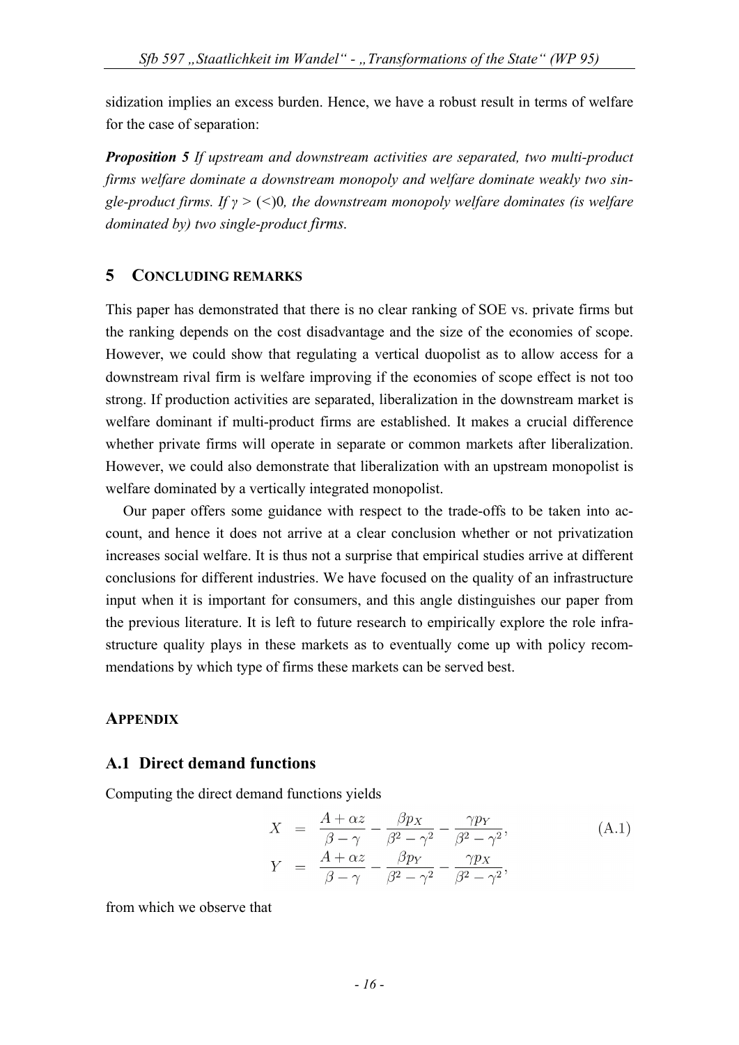sidization implies an excess burden. Hence, we have a robust result in terms of welfare for the case of separation:

***Proposition 5*** *If upstream and downstream activities are separated, two multi-product firms welfare dominate a downstream monopoly and welfare dominate weakly two single-product firms. If $\gamma > (<) 0$, the downstream monopoly welfare dominates (is welfare dominated by) two single-product firms.*

## 5 CONCLUDING REMARKS

This paper has demonstrated that there is no clear ranking of SOE vs. private firms but the ranking depends on the cost disadvantage and the size of the economies of scope. However, we could show that regulating a vertical duopolist as to allow access for a downstream rival firm is welfare improving if the economies of scope effect is not too strong. If production activities are separated, liberalization in the downstream market is welfare dominant if multi-product firms are established. It makes a crucial difference whether private firms will operate in separate or common markets after liberalization. However, we could also demonstrate that liberalization with an upstream monopolist is welfare dominated by a vertically integrated monopolist.

Our paper offers some guidance with respect to the trade-offs to be taken into account, and hence it does not arrive at a clear conclusion whether or not privatization increases social welfare. It is thus not a surprise that empirical studies arrive at different conclusions for different industries. We have focused on the quality of an infrastructure input when it is important for consumers, and this angle distinguishes our paper from the previous literature. It is left to future research to empirically explore the role infrastructure quality plays in these markets as to eventually come up with policy recommendations by which type of firms these markets can be served best.

## APPENDIX

### A.1 Direct demand functions

Computing the direct demand functions yields

$$
\begin{aligned}
X &= \frac{A + \alpha z}{\beta - \gamma} - \frac{\beta p_X}{\beta^2 - \gamma^2} - \frac{\gamma p_Y}{\beta^2 - \gamma^2}, \\
Y &= \frac{A + \alpha z}{\beta - \gamma} - \frac{\beta p_Y}{\beta^2 - \gamma^2} - \frac{\gamma p_X}{\beta^2 - \gamma^2},
\end{aligned}
\tag{A.1}
$$

from which we observe that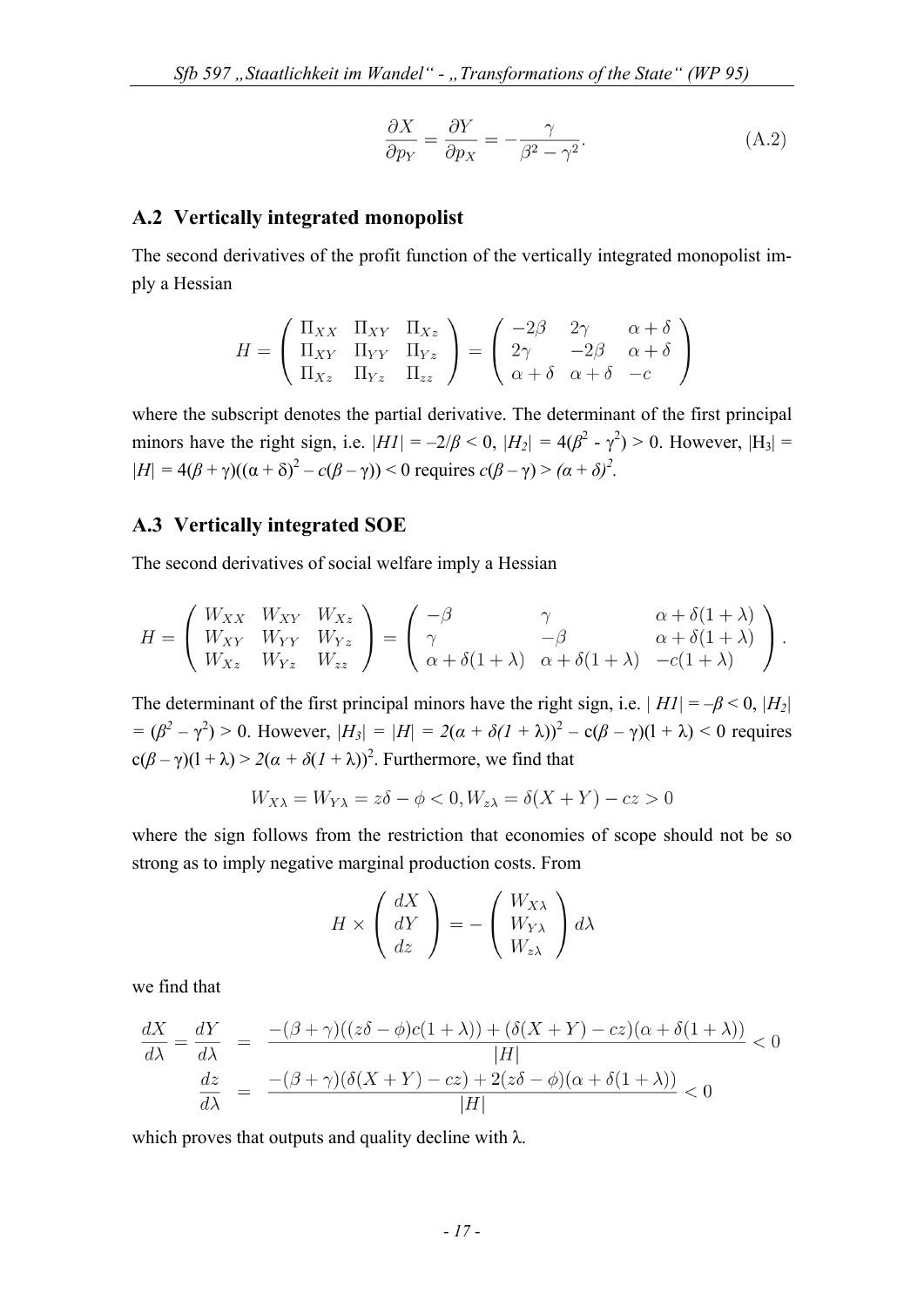$$\frac{\partial X}{\partial p_Y} = \frac{\partial Y}{\partial p_X} = -\frac{\gamma}{\beta^2 - \gamma^2}. \tag{A.2}$$

## A.2 Vertically integrated monopolist

The second derivatives of the profit function of the vertically integrated monopolist imply a Hessian

$$H = \begin{pmatrix} \Pi_{XX} & \Pi_{XY} & \Pi_{Xz} \\ \Pi_{XY} & \Pi_{YY} & \Pi_{Yz} \\ \Pi_{Xz} & \Pi_{Yz} & \Pi_{zz} \end{pmatrix} = \begin{pmatrix} -2\beta & 2\gamma & \alpha + \delta \\ 2\gamma & -2\beta & \alpha + \delta \\ \alpha + \delta & \alpha + \delta & -c \end{pmatrix}$$

where the subscript denotes the partial derivative. The determinant of the first principal minors have the right sign, i.e. $|H1| = -2/\beta < 0$, $|H_2| = 4(\beta^2 - \gamma^2) > 0$. However, $|H_3| = |H| = 4(\beta + \gamma)((\alpha + \delta)^2 - c(\beta - \gamma)) < 0$ requires $c(\beta - \gamma) > (\alpha + \delta)^2$.

## A.3 Vertically integrated SOE

The second derivatives of social welfare imply a Hessian

$$H = \begin{pmatrix} W_{XX} & W_{XY} & W_{Xz} \\ W_{XY} & W_{YY} & W_{Yz} \\ W_{Xz} & W_{Yz} & W_{zz} \end{pmatrix} = \begin{pmatrix} -\beta & \gamma & \alpha + \delta(1+\lambda) \\ \gamma & -\beta & \alpha + \delta(1+\lambda) \\ \alpha + \delta(1+\lambda) & \alpha + \delta(1+\lambda) & -c(1+\lambda) \end{pmatrix}.$$

The determinant of the first principal minors have the right sign, i.e. $|H1| = -\beta < 0$, $|H_2| = (\beta^2 - \gamma^2) > 0$. However, $|H_3| = |H| = 2(\alpha + \delta(1 + \lambda))^2 - c(\beta - \gamma)(1 + \lambda) < 0$ requires $c(\beta - \gamma)(1 + \lambda) > 2(\alpha + \delta(1 + \lambda))^2$. Furthermore, we find that

$$W_{X\lambda} = W_{Y\lambda} = z\delta - \phi < 0, W_{z\lambda} = \delta(X + Y) - cz > 0$$

where the sign follows from the restriction that economies of scope should not be so strong as to imply negative marginal production costs. From

$$H \times \begin{pmatrix} dX \\ dY \\ dz \end{pmatrix} = -\begin{pmatrix} W_{X\lambda} \\ W_{Y\lambda} \\ W_{z\lambda} \end{pmatrix} d\lambda$$

we find that

$$\begin{aligned} \frac{dX}{d\lambda} = \frac{dY}{d\lambda} &= \frac{-(\beta+\gamma)((z\delta - \phi)c(1+\lambda)) + (\delta(X+Y) - cz)(\alpha + \delta(1+\lambda))}{|H|} < 0 \\ \frac{dz}{d\lambda} &= \frac{-(\beta+\gamma)(\delta(X+Y) - cz) + 2(z\delta - \phi)(\alpha + \delta(1+\lambda))}{|H|} < 0 \end{aligned}$$

which proves that outputs and quality decline with $\lambda$.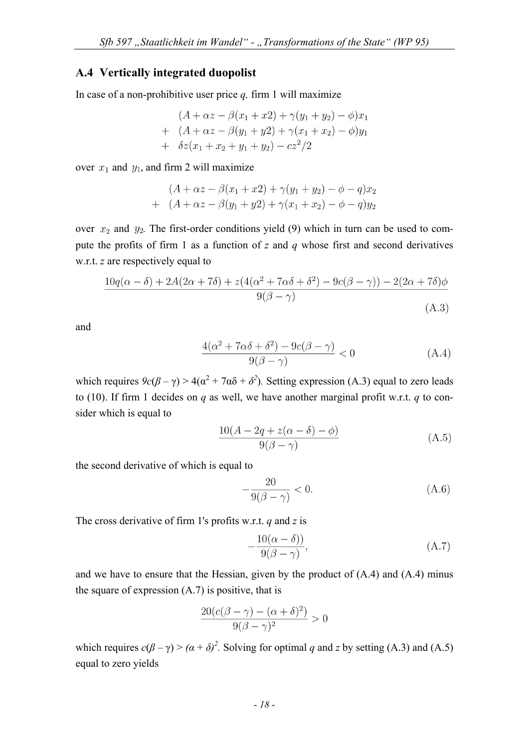## A.4 Vertically integrated duopolist

In case of a non-prohibitive user price $q$, firm 1 will maximize

$$
\begin{aligned}
& (A + \alpha z - \beta(x_1 + x2) + \gamma(y_1 + y_2) - \phi)x_1 \\
+ \quad & (A + \alpha z - \beta(y_1 + y2) + \gamma(x_1 + x_2) - \phi)y_1 \\
+ \quad & \delta z(x_1 + x_2 + y_1 + y_2) - cz^2/2
\end{aligned}
$$

over $x_1$ and $y_1$, and firm 2 will maximize

$$
\begin{aligned}
& (A + \alpha z - \beta(x_1 + x2) + \gamma(y_1 + y_2) - \phi - q)x_2 \\
+ \quad & (A + \alpha z - \beta(y_1 + y2) + \gamma(x_1 + x_2) - \phi - q)y_2
\end{aligned}
$$

over $x_2$ and $y_2$. The first-order conditions yield (9) which in turn can be used to compute the profits of firm 1 as a function of $z$ and $q$ whose first and second derivatives w.r.t. $z$ are respectively equal to

$$
\frac{10q(\alpha - \delta) + 2A(2\alpha + 7\delta) + z(4(\alpha^2 + 7\alpha\delta + \delta^2) - 9c(\beta - \gamma)) - 2(2\alpha + 7\delta)\phi}{9(\beta - \gamma)} \tag{A.3}
$$

and

$$
\frac{4(\alpha^2 + 7\alpha\delta + \delta^2) - 9c(\beta - \gamma)}{9(\beta - \gamma)} < 0 \tag{A.4}
$$

which requires $9c(\beta - \gamma) > 4(\alpha^2 + 7\alpha\delta + \delta^2)$. Setting expression (A.3) equal to zero leads to (10). If firm 1 decides on $q$ as well, we have another marginal profit w.r.t. $q$ to consider which is equal to

$$
\frac{10(A - 2q + z(\alpha - \delta) - \phi)}{9(\beta - \gamma)} \tag{A.5}
$$

the second derivative of which is equal to

$$
-\frac{20}{9(\beta - \gamma)} < 0. \tag{A.6}
$$

The cross derivative of firm 1's profits w.r.t. $q$ and $z$ is

$$
-\frac{10(\alpha - \delta))}{9(\beta - \gamma)}, \tag{A.7}
$$

and we have to ensure that the Hessian, given by the product of (A.4) and (A.4) minus the square of expression (A.7) is positive, that is

$$
\frac{20(c(\beta - \gamma) - (\alpha + \delta)^2)}{9(\beta - \gamma)^2} > 0
$$

which requires $c(\beta - \gamma) > (\alpha + \delta)^2$. Solving for optimal $q$ and $z$ by setting (A.3) and (A.5) equal to zero yields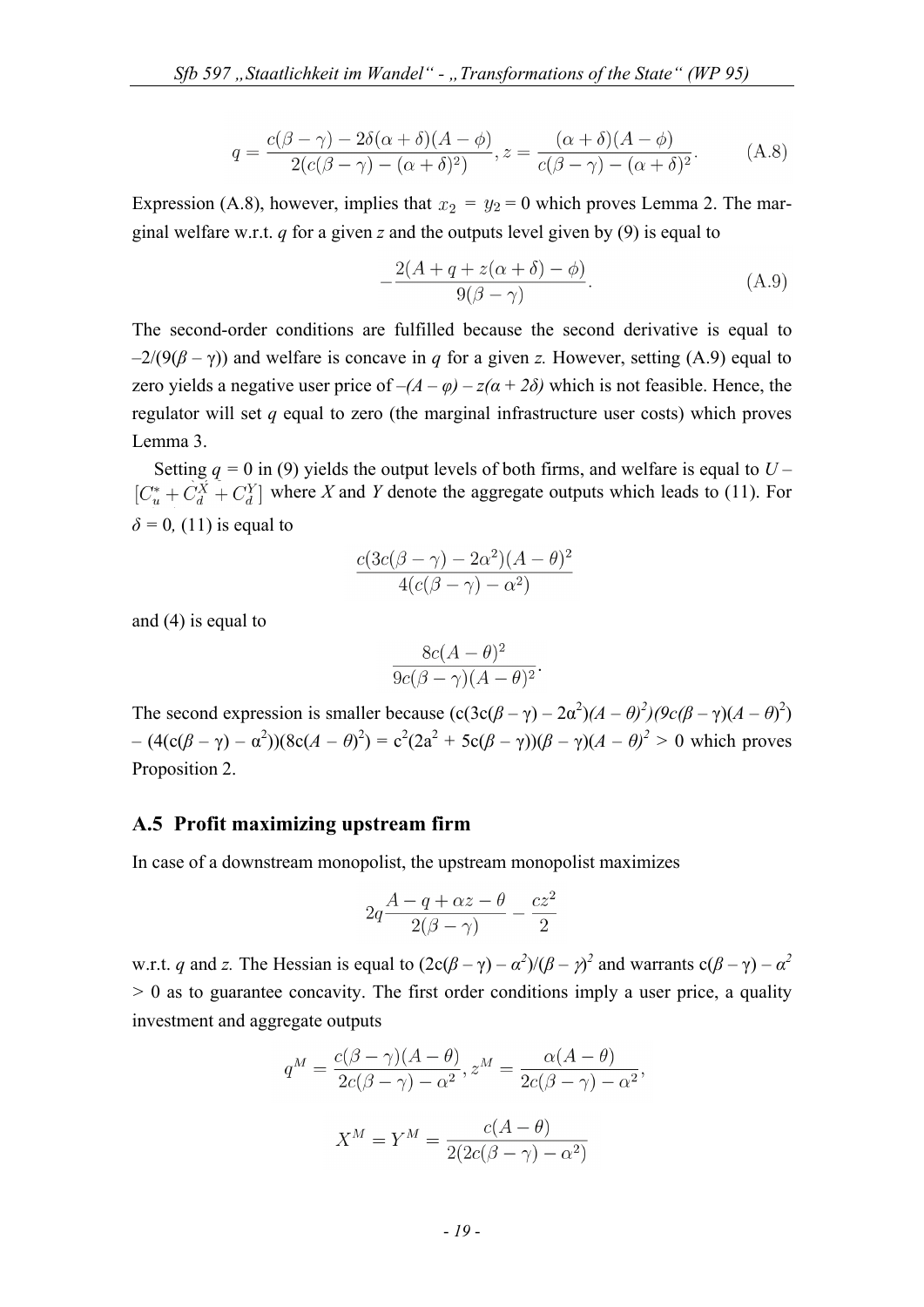$$q = \frac{c(\beta - \gamma) - 2\delta(\alpha + \delta)(A - \phi)}{2(c(\beta - \gamma) - (\alpha + \delta)^2)}, z = \frac{(\alpha + \delta)(A - \phi)}{c(\beta - \gamma) - (\alpha + \delta)^2}. \quad \text{(A.8)}$$

Expression (A.8), however, implies that $x_2 = y_2 = 0$ which proves Lemma 2. The marginal welfare w.r.t. *q* for a given *z* and the outputs level given by (9) is equal to

$$-\frac{2(A + q + z(\alpha + \delta) - \phi)}{9(\beta - \gamma)}. \quad \text{(A.9)}$$

The second-order conditions are fulfilled because the second derivative is equal to $-2/(9(\beta - \gamma))$ and welfare is concave in *q* for a given *z.* However, setting (A.9) equal to zero yields a negative user price of $-(A - \varphi) - z(\alpha + 2\delta)$ which is not feasible. Hence, the regulator will set *q* equal to zero (the marginal infrastructure user costs) which proves Lemma 3.

Setting $q = 0$ in (9) yields the output levels of both firms, and welfare is equal to $U - [C_u^* + C_d^X + C_d^Y]$ where *X* and *Y* denote the aggregate outputs which leads to (11). For $\delta = 0$, (11) is equal to

$$\frac{c(3c(\beta - \gamma) - 2\alpha^2)(A - \theta)^2}{4(c(\beta - \gamma) - \alpha^2)}$$

and (4) is equal to

$$\frac{8c(A - \theta)^2}{9c(\beta - \gamma)(A - \theta)^2}.$$

The second expression is smaller because $(c(3c(\beta - \gamma) - 2\alpha^2)(A - \theta)^2)(9c(\beta - \gamma)(A - \theta)^2) - (4(c(\beta - \gamma) - \alpha^2))(8c(A - \theta)^2) = c^2(2a^2 + 5c(\beta - \gamma))(\beta - \gamma)(A - \theta)^2 > 0$ which proves Proposition 2.

## A.5 Profit maximizing upstream firm

In case of a downstream monopolist, the upstream monopolist maximizes

$$2q\frac{A - q + \alpha z - \theta}{2(\beta - \gamma)} - \frac{cz^2}{2}$$

w.r.t. *q* and *z.* The Hessian is equal to $(2c(\beta - \gamma) - \alpha^2)/(\beta - \gamma)^2$ and warrants $c(\beta - \gamma) - \alpha^2 > 0$ as to guarantee concavity. The first order conditions imply a user price, a quality investment and aggregate outputs

$$q^M = \frac{c(\beta - \gamma)(A - \theta)}{2c(\beta - \gamma) - \alpha^2}, z^M = \frac{\alpha(A - \theta)}{2c(\beta - \gamma) - \alpha^2},$$

$$X^M = Y^M = \frac{c(A - \theta)}{2(2c(\beta - \gamma) - \alpha^2)}$$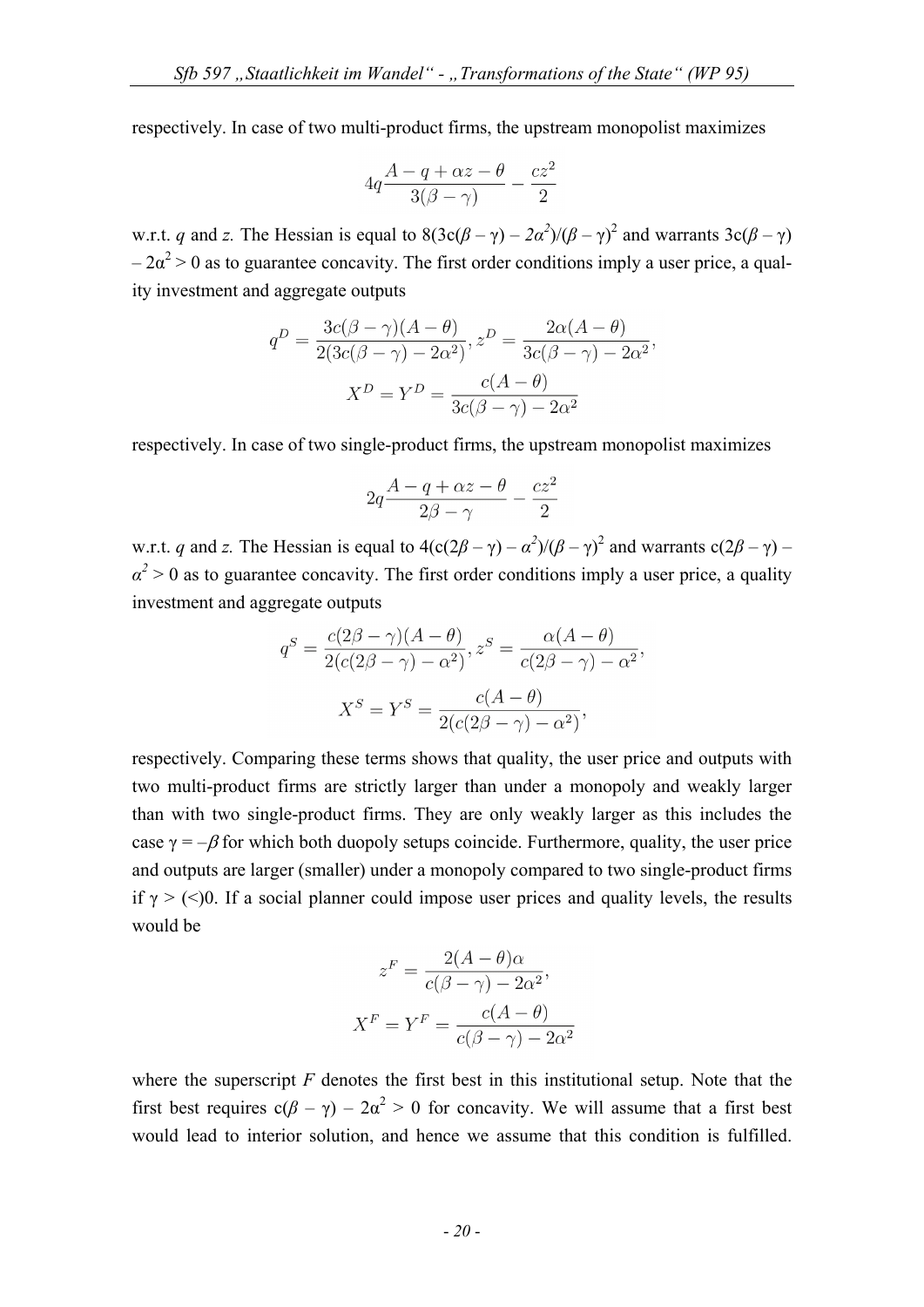respectively. In case of two multi-product firms, the upstream monopolist maximizes

$$4q\frac{A-q+\alpha z-\theta}{3(\beta-\gamma)}-\frac{cz^2}{2}$$

w.r.t. $q$ and $z$. The Hessian is equal to $8(3c(\beta-\gamma)-2\alpha^2)/(\beta-\gamma)^2$ and warrants $3c(\beta-\gamma)-2\alpha^2>0$ as to guarantee concavity. The first order conditions imply a user price, a quality investment and aggregate outputs

$$q^D=\frac{3c(\beta-\gamma)(A-\theta)}{2(3c(\beta-\gamma)-2\alpha^2)}, z^D=\frac{2\alpha(A-\theta)}{3c(\beta-\gamma)-2\alpha^2},$$

$$X^D=Y^D=\frac{c(A-\theta)}{3c(\beta-\gamma)-2\alpha^2}$$

respectively. In case of two single-product firms, the upstream monopolist maximizes

$$2q\frac{A-q+\alpha z-\theta}{2\beta-\gamma}-\frac{cz^2}{2}$$

w.r.t. $q$ and $z$. The Hessian is equal to $4(c(2\beta-\gamma)-\alpha^2)/(\beta-\gamma)^2$ and warrants $c(2\beta-\gamma)-\alpha^2>0$ as to guarantee concavity. The first order conditions imply a user price, a quality investment and aggregate outputs

$$q^S=\frac{c(2\beta-\gamma)(A-\theta)}{2(c(2\beta-\gamma)-\alpha^2)}, z^S=\frac{\alpha(A-\theta)}{c(2\beta-\gamma)-\alpha^2},$$

$$X^S=Y^S=\frac{c(A-\theta)}{2(c(2\beta-\gamma)-\alpha^2)},$$

respectively. Comparing these terms shows that quality, the user price and outputs with two multi-product firms are strictly larger than under a monopoly and weakly larger than with two single-product firms. They are only weakly larger as this includes the case $\gamma=-\beta$ for which both duopoly setups coincide. Furthermore, quality, the user price and outputs are larger (smaller) under a monopoly compared to two single-product firms if $\gamma>(<)0$. If a social planner could impose user prices and quality levels, the results would be

$$z^F=\frac{2(A-\theta)\alpha}{c(\beta-\gamma)-2\alpha^2},$$

$$X^F=Y^F=\frac{c(A-\theta)}{c(\beta-\gamma)-2\alpha^2}$$

where the superscript $F$ denotes the first best in this institutional setup. Note that the first best requires $c(\beta-\gamma)-2\alpha^2>0$ for concavity. We will assume that a first best would lead to interior solution, and hence we assume that this condition is fulfilled.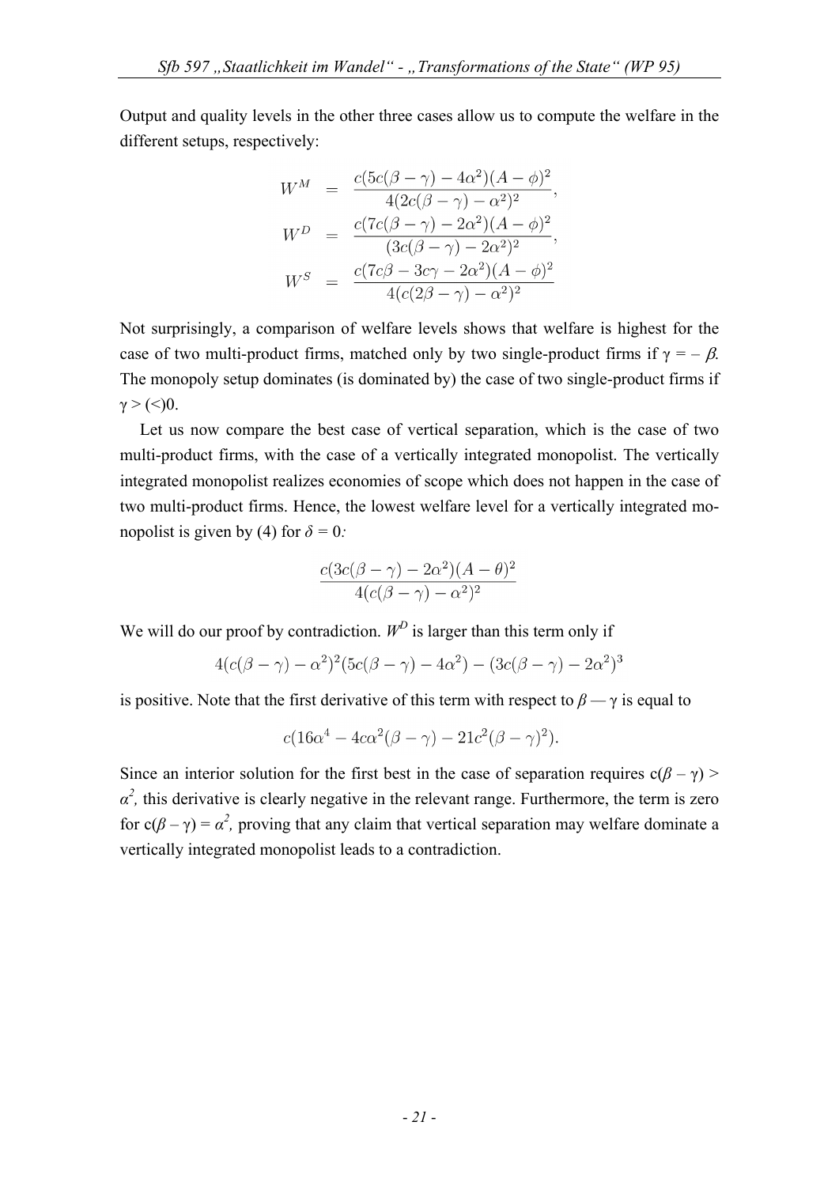Output and quality levels in the other three cases allow us to compute the welfare in the different setups, respectively:

$$
\begin{aligned}
W^M &= \frac{c(5c(\beta-\gamma)-4\alpha^2)(A-\phi)^2}{4(2c(\beta-\gamma)-\alpha^2)^2}, \\
W^D &= \frac{c(7c(\beta-\gamma)-2\alpha^2)(A-\phi)^2}{(3c(\beta-\gamma)-2\alpha^2)^2}, \\
W^S &= \frac{c(7c\beta-3c\gamma-2\alpha^2)(A-\phi)^2}{4(c(2\beta-\gamma)-\alpha^2)^2}
\end{aligned}
$$

Not surprisingly, a comparison of welfare levels shows that welfare is highest for the case of two multi-product firms, matched only by two single-product firms if $\gamma = -\beta$. The monopoly setup dominates (is dominated by) the case of two single-product firms if $\gamma > (<) 0$.

Let us now compare the best case of vertical separation, which is the case of two multi-product firms, with the case of a vertically integrated monopolist. The vertically integrated monopolist realizes economies of scope which does not happen in the case of two multi-product firms. Hence, the lowest welfare level for a vertically integrated monopolist is given by (4) for $\delta = 0$:

$$
\frac{c(3c(\beta-\gamma)-2\alpha^2)(A-\theta)^2}{4(c(\beta-\gamma)-\alpha^2)^2}
$$

We will do our proof by contradiction. $W^D$ is larger than this term only if

$$
4(c(\beta-\gamma)-\alpha^2)^2(5c(\beta-\gamma)-4\alpha^2)-(3c(\beta-\gamma)-2\alpha^2)^3
$$

is positive. Note that the first derivative of this term with respect to $\beta - \gamma$ is equal to

$$
c(16\alpha^4-4c\alpha^2(\beta-\gamma)-21c^2(\beta-\gamma)^2).
$$

Since an interior solution for the first best in the case of separation requires $c(\beta-\gamma) > \alpha^2$, this derivative is clearly negative in the relevant range. Furthermore, the term is zero for $c(\beta-\gamma) = \alpha^2$, proving that any claim that vertical separation may welfare dominate a vertically integrated monopolist leads to a contradiction.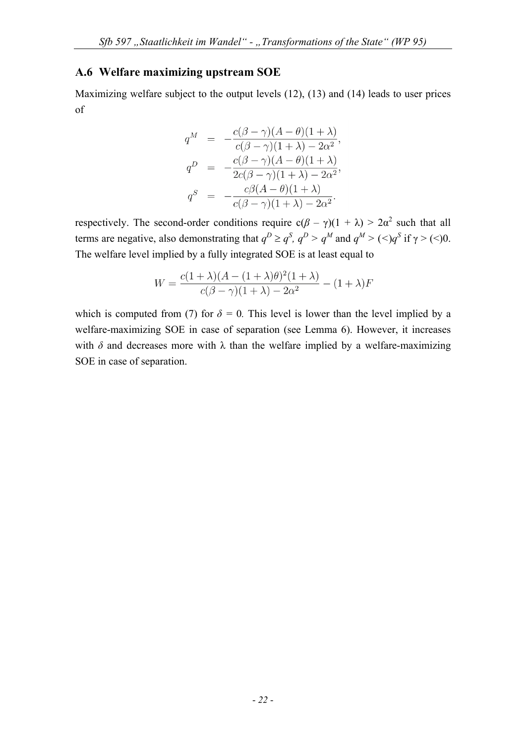## A.6 Welfare maximizing upstream SOE

Maximizing welfare subject to the output levels (12), (13) and (14) leads to user prices of

$$
\begin{aligned}
q^M &= -\frac{c(\beta-\gamma)(A-\theta)(1+\lambda)}{c(\beta-\gamma)(1+\lambda)-2\alpha^2}, \\
q^D &= -\frac{c(\beta-\gamma)(A-\theta)(1+\lambda)}{2c(\beta-\gamma)(1+\lambda)-2\alpha^2}, \\
q^S &= -\frac{c\beta(A-\theta)(1+\lambda)}{c(\beta-\gamma)(1+\lambda)-2\alpha^2}.
\end{aligned}
$$

respectively. The second-order conditions require $c(\beta - \gamma)(1 + \lambda) > 2\alpha^2$ such that all terms are negative, also demonstrating that $q^D \geq q^S$, $q^D > q^M$ and $q^M > (<) q^S$ if $\gamma > (<) 0$. The welfare level implied by a fully integrated SOE is at least equal to

$$
W = \frac{c(1+\lambda)(A-(1+\lambda)\theta)^2(1+\lambda)}{c(\beta-\gamma)(1+\lambda)-2\alpha^2} - (1+\lambda)F
$$

which is computed from (7) for $\delta = 0$. This level is lower than the level implied by a welfare-maximizing SOE in case of separation (see Lemma 6). However, it increases with $\delta$ and decreases more with $\lambda$ than the welfare implied by a welfare-maximizing SOE in case of separation.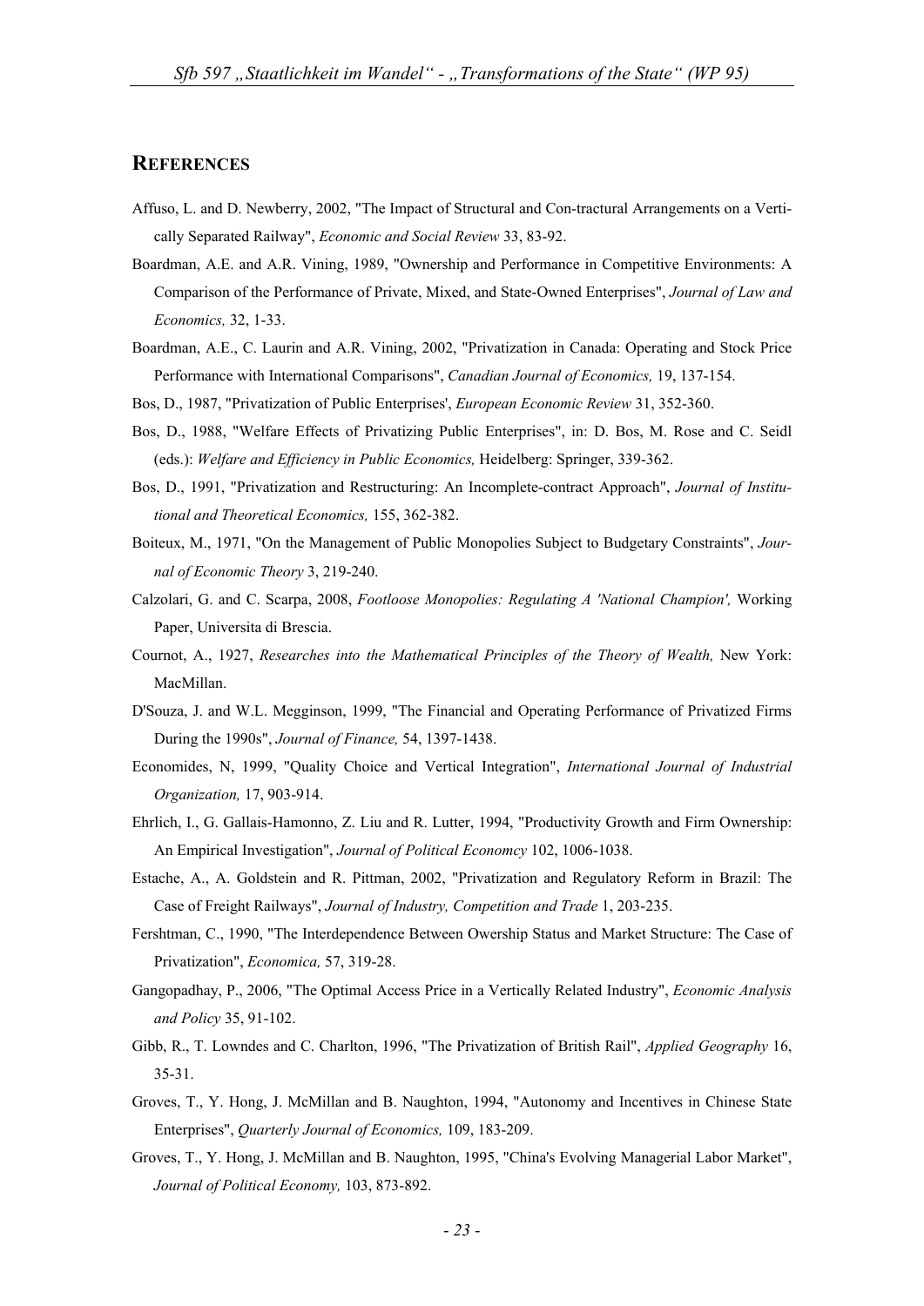## REFERENCES

Affuso, L. and D. Newberry, 2002, "The Impact of Structural and Con-tractural Arrangements on a Vertically Separated Railway", *Economic and Social Review* 33, 83-92.

Boardman, A.E. and A.R. Vining, 1989, "Ownership and Performance in Competitive Environments: A Comparison of the Performance of Private, Mixed, and State-Owned Enterprises", *Journal of Law and Economics,* 32, 1-33.

Boardman, A.E., C. Laurin and A.R. Vining, 2002, "Privatization in Canada: Operating and Stock Price Performance with International Comparisons", *Canadian Journal of Economics,* 19, 137-154.

Bos, D., 1987, "Privatization of Public Enterprises', *European Economic Review* 31, 352-360.

Bos, D., 1988, "Welfare Effects of Privatizing Public Enterprises", in: D. Bos, M. Rose and C. Seidl (eds.): *Welfare and Efficiency in Public Economics,* Heidelberg: Springer, 339-362.

Bos, D., 1991, "Privatization and Restructuring: An Incomplete-contract Approach", *Journal of Institutional and Theoretical Economics,* 155, 362-382.

Boiteux, M., 1971, "On the Management of Public Monopolies Subject to Budgetary Constraints", *Journal of Economic Theory* 3, 219-240.

Calzolari, G. and C. Scarpa, 2008, *Footloose Monopolies: Regulating A 'National Champion',* Working Paper, Universita di Brescia.

Cournot, A., 1927, *Researches into the Mathematical Principles of the Theory of Wealth,* New York: MacMillan.

D'Souza, J. and W.L. Megginson, 1999, "The Financial and Operating Performance of Privatized Firms During the 1990s", *Journal of Finance,* 54, 1397-1438.

Economides, N, 1999, "Quality Choice and Vertical Integration", *International Journal of Industrial Organization,* 17, 903-914.

Ehrlich, I., G. Gallais-Hamonno, Z. Liu and R. Lutter, 1994, "Productivity Growth and Firm Ownership: An Empirical Investigation", *Journal of Political Economcy* 102, 1006-1038.

Estache, A., A. Goldstein and R. Pittman, 2002, "Privatization and Regulatory Reform in Brazil: The Case of Freight Railways", *Journal of Industry, Competition and Trade* 1, 203-235.

Fershtman, C., 1990, "The Interdependence Between Owership Status and Market Structure: The Case of Privatization", *Economica,* 57, 319-28.

Gangopadhay, P., 2006, "The Optimal Access Price in a Vertically Related Industry", *Economic Analysis and Policy* 35, 91-102.

Gibb, R., T. Lowndes and C. Charlton, 1996, "The Privatization of British Rail", *Applied Geography* 16, 35-31.

Groves, T., Y. Hong, J. McMillan and B. Naughton, 1994, "Autonomy and Incentives in Chinese State Enterprises", *Quarterly Journal of Economics,* 109, 183-209.

Groves, T., Y. Hong, J. McMillan and B. Naughton, 1995, "China's Evolving Managerial Labor Market", *Journal of Political Economy,* 103, 873-892.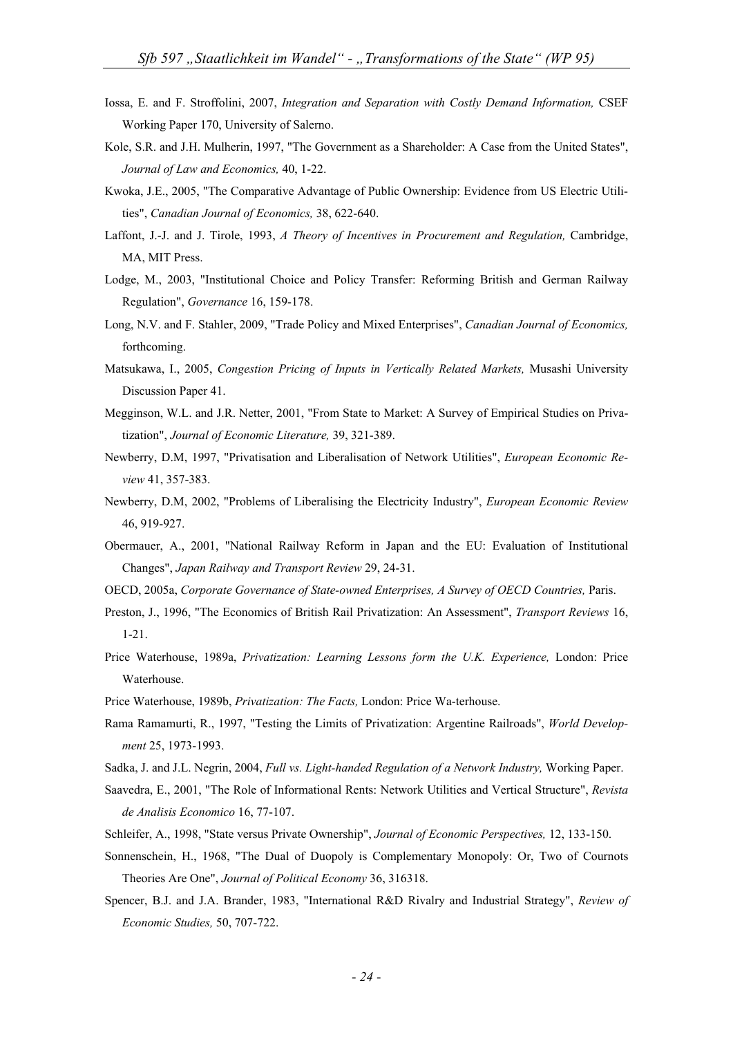Iossa, E. and F. Stroffolini, 2007, *Integration and Separation with Costly Demand Information,* CSEF Working Paper 170, University of Salerno.

Kole, S.R. and J.H. Mulherin, 1997, "The Government as a Shareholder: A Case from the United States", *Journal of Law and Economics,* 40, 1-22.

Kwoka, J.E., 2005, "The Comparative Advantage of Public Ownership: Evidence from US Electric Utilities", *Canadian Journal of Economics,* 38, 622-640.

Laffont, J.-J. and J. Tirole, 1993, *A Theory of Incentives in Procurement and Regulation,* Cambridge, MA, MIT Press.

Lodge, M., 2003, "Institutional Choice and Policy Transfer: Reforming British and German Railway Regulation", *Governance* 16, 159-178.

Long, N.V. and F. Stahler, 2009, "Trade Policy and Mixed Enterprises", *Canadian Journal of Economics,* forthcoming.

Matsukawa, I., 2005, *Congestion Pricing of Inputs in Vertically Related Markets,* Musashi University Discussion Paper 41.

Megginson, W.L. and J.R. Netter, 2001, "From State to Market: A Survey of Empirical Studies on Privatization", *Journal of Economic Literature,* 39, 321-389.

Newberry, D.M, 1997, "Privatisation and Liberalisation of Network Utilities", *European Economic Review* 41, 357-383.

Newberry, D.M, 2002, "Problems of Liberalising the Electricity Industry", *European Economic Review* 46, 919-927.

Obermauer, A., 2001, "National Railway Reform in Japan and the EU: Evaluation of Institutional Changes", *Japan Railway and Transport Review* 29, 24-31.

OECD, 2005a, *Corporate Governance of State-owned Enterprises, A Survey of OECD Countries,* Paris.

Preston, J., 1996, "The Economics of British Rail Privatization: An Assessment", *Transport Reviews* 16, 1-21.

Price Waterhouse, 1989a, *Privatization: Learning Lessons form the U.K. Experience,* London: Price Waterhouse.

Price Waterhouse, 1989b, *Privatization: The Facts,* London: Price Wa-terhouse.

Rama Ramamurti, R., 1997, "Testing the Limits of Privatization: Argentine Railroads", *World Development* 25, 1973-1993.

Sadka, J. and J.L. Negrin, 2004, *Full vs. Light-handed Regulation of a Network Industry,* Working Paper.

Saavedra, E., 2001, "The Role of Informational Rents: Network Utilities and Vertical Structure", *Revista de Analisis Economico* 16, 77-107.

Schleifer, A., 1998, "State versus Private Ownership", *Journal of Economic Perspectives,* 12, 133-150.

Sonnenschein, H., 1968, "The Dual of Duopoly is Complementary Monopoly: Or, Two of Cournots Theories Are One", *Journal of Political Economy* 36, 316318.

Spencer, B.J. and J.A. Brander, 1983, "International R&D Rivalry and Industrial Strategy", *Review of Economic Studies,* 50, 707-722.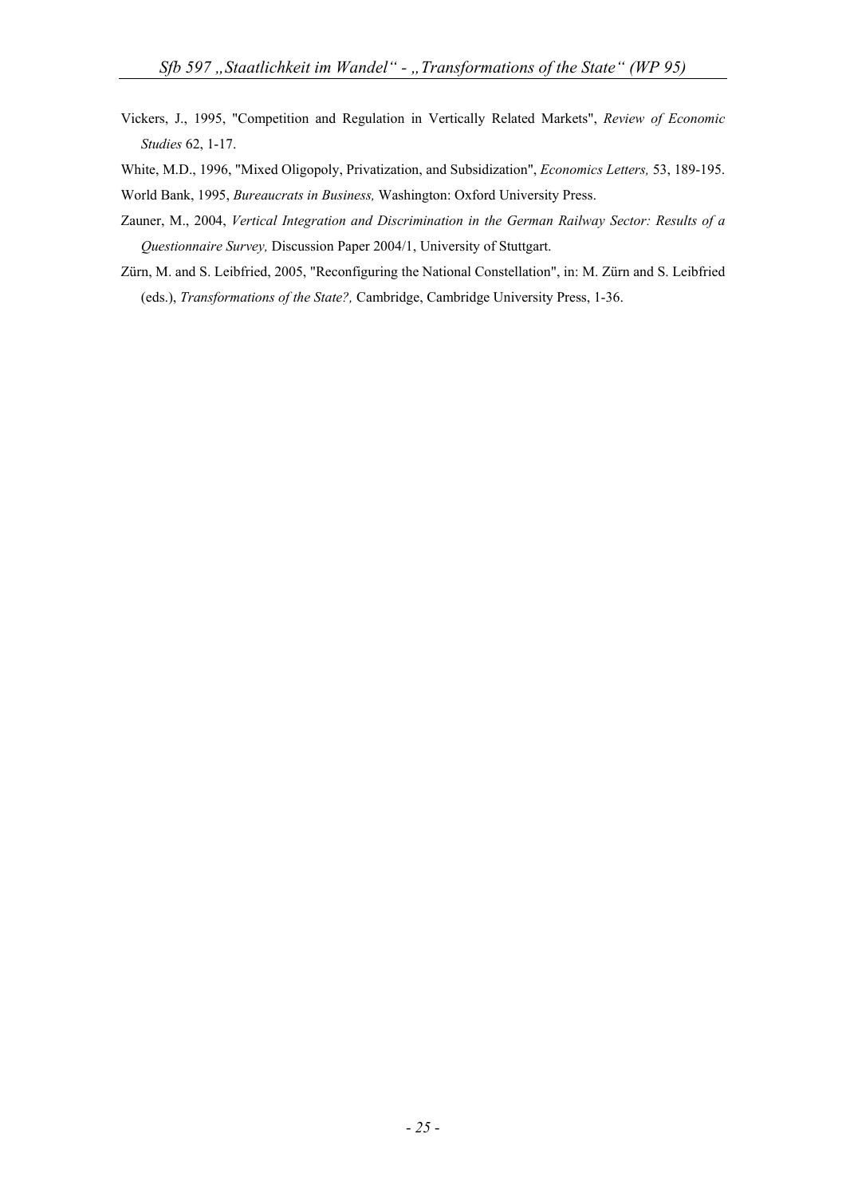Vickers, J., 1995, "Competition and Regulation in Vertically Related Markets", *Review of Economic Studies* 62, 1-17.

White, M.D., 1996, "Mixed Oligopoly, Privatization, and Subsidization", *Economics Letters,* 53, 189-195.

World Bank, 1995, *Bureaucrats in Business,* Washington: Oxford University Press.

Zauner, M., 2004, *Vertical Integration and Discrimination in the German Railway Sector: Results of a Questionnaire Survey,* Discussion Paper 2004/1, University of Stuttgart.

Zürn, M. and S. Leibfried, 2005, "Reconfiguring the National Constellation", in: M. Zürn and S. Leibfried (eds.), *Transformations of the State?,* Cambridge, Cambridge University Press, 1-36.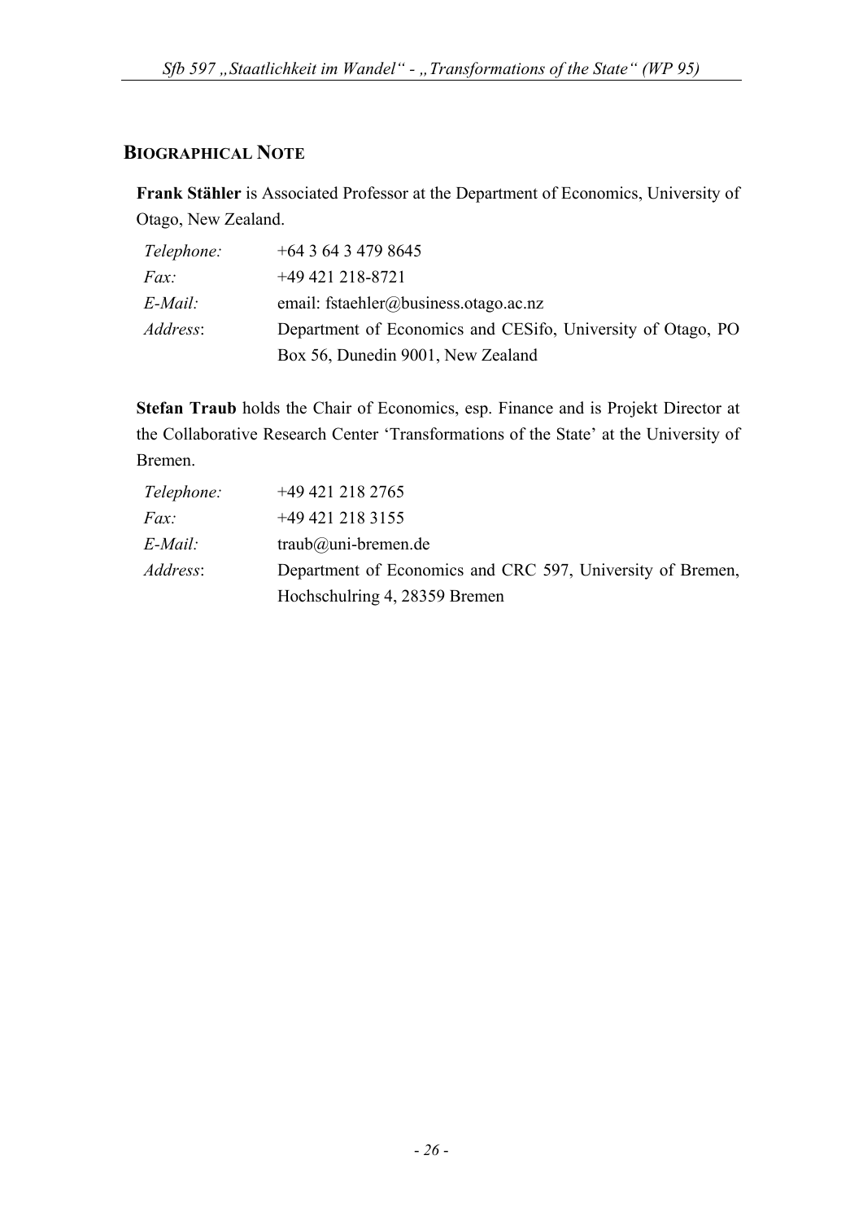## BIOGRAPHICAL NOTE

**Frank Stähler** is Associated Professor at the Department of Economics, University of Otago, New Zealand.

| | |
|---|---|
| *Telephone:* | +64 3 64 3 479 8645 |
| *Fax:* | +49 421 218-8721 |
| *E-Mail:* | email: fstaehler@business.otago.ac.nz |
| *Address*: | Department of Economics and CESifo, University of Otago, PO Box 56, Dunedin 9001, New Zealand |

**Stefan Traub** holds the Chair of Economics, esp. Finance and is Projekt Director at the Collaborative Research Center 'Transformations of the State' at the University of Bremen.

| | |
|---|---|
| *Telephone:* | +49 421 218 2765 |
| *Fax:* | +49 421 218 3155 |
| *E-Mail:* | traub@uni-bremen.de |
| *Address*: | Department of Economics and CRC 597, University of Bremen, Hochschulring 4, 28359 Bremen |